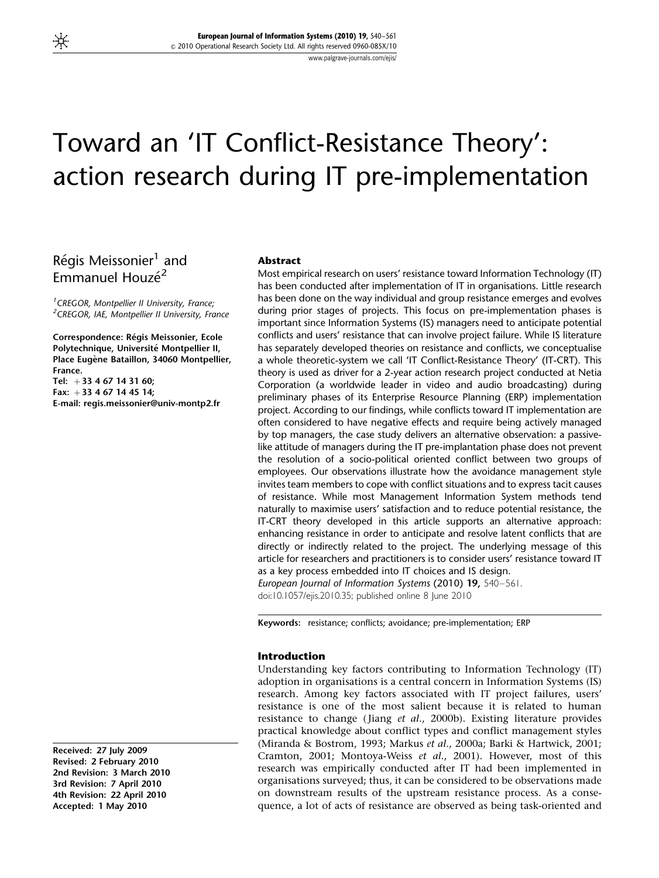# Toward an 'IT Conflict-Resistance Theory': action research during IT pre-implementation

Régis Meissonier[1] and Emmanuel Houzé[2]

[1]CREGOR, Montpellier II University, France;
[2]CREGOR, IAE, Montpellier II University, France

**Correspondence:** Régis Meissonier, Ecole Polytechnique, Université Montpellier II, Place Eugène Bataillon, 34060 Montpellier, France.
Tel: +33 4 67 14 31 60;
Fax: +33 4 67 14 45 14;
E-mail: regis.meissonier@univ-montp2.fr

## Abstract

Most empirical research on users' resistance toward Information Technology (IT) has been conducted after implementation of IT in organisations. Little research has been done on the way individual and group resistance emerges and evolves during prior stages of projects. This focus on pre-implementation phases is important since Information Systems (IS) managers need to anticipate potential conflicts and users' resistance that can involve project failure. While IS literature has separately developed theories on resistance and conflicts, we conceptualise a whole theoretic-system we call 'IT Conflict-Resistance Theory' (IT-CRT). This theory is used as driver for a 2-year action research project conducted at Netia Corporation (a worldwide leader in video and audio broadcasting) during preliminary phases of its Enterprise Resource Planning (ERP) implementation project. According to our findings, while conflicts toward IT implementation are often considered to have negative effects and require being actively managed by top managers, the case study delivers an alternative observation: a passive-like attitude of managers during the IT pre-implantation phase does not prevent the resolution of a socio-political oriented conflict between two groups of employees. Our observations illustrate how the avoidance management style invites team members to cope with conflict situations and to express tacit causes of resistance. While most Management Information System methods tend naturally to maximise users' satisfaction and to reduce potential resistance, the IT-CRT theory developed in this article supports an alternative approach: enhancing resistance in order to anticipate and resolve latent conflicts that are directly or indirectly related to the project. The underlying message of this article for researchers and practitioners is to consider users' resistance toward IT as a key process embedded into IT choices and IS design.

*European Journal of Information Systems* (2010) **19,** 540–561. doi:10.1057/ejis.2010.35; published online 8 June 2010

**Keywords:** resistance; conflicts; avoidance; pre-implementation; ERP

## Introduction

Understanding key factors contributing to Information Technology (IT) adoption in organisations is a central concern in Information Systems (IS) research. Among key factors associated with IT project failures, users' resistance is one of the most salient because it is related to human resistance to change (Jiang *et al.*, 2000b). Existing literature provides practical knowledge about conflict types and conflict management styles (Miranda & Bostrom, 1993; Markus *et al.*, 2000a; Barki & Hartwick, 2001; Cramton, 2001; Montoya-Weiss *et al.*, 2001). However, most of this research was empirically conducted after IT had been implemented in organisations surveyed; thus, it can be considered to be observations made on downstream results of the upstream resistance process. As a consequence, a lot of acts of resistance are observed as being task-oriented and

Received: 27 July 2009
Revised: 2 February 2010
2nd Revision: 3 March 2010
3rd Revision: 7 April 2010
4th Revision: 22 April 2010
Accepted: 1 May 2010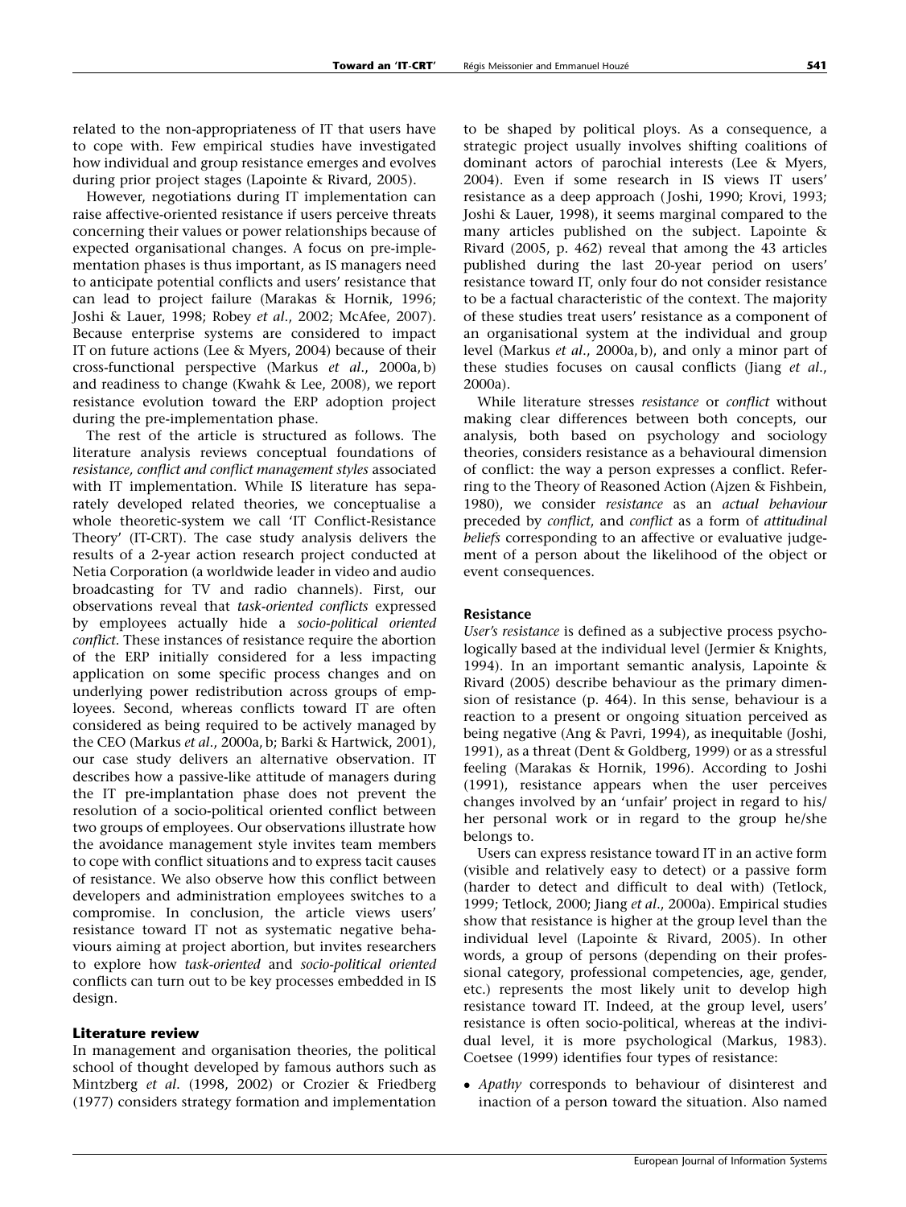related to the non-appropriateness of IT that users have to cope with. Few empirical studies have investigated how individual and group resistance emerges and evolves during prior project stages (Lapointe & Rivard, 2005).

However, negotiations during IT implementation can raise affective-oriented resistance if users perceive threats concerning their values or power relationships because of expected organisational changes. A focus on pre-implementation phases is thus important, as IS managers need to anticipate potential conflicts and users' resistance that can lead to project failure (Marakas & Hornik, 1996; Joshi & Lauer, 1998; Robey *et al*., 2002; McAfee, 2007). Because enterprise systems are considered to impact IT on future actions (Lee & Myers, 2004) because of their cross-functional perspective (Markus *et al*., 2000a, b) and readiness to change (Kwahk & Lee, 2008), we report resistance evolution toward the ERP adoption project during the pre-implementation phase.

The rest of the article is structured as follows. The literature analysis reviews conceptual foundations of *resistance, conflict and conflict management styles* associated with IT implementation. While IS literature has separately developed related theories, we conceptualise a whole theoretic-system we call 'IT Conflict-Resistance Theory' (IT-CRT). The case study analysis delivers the results of a 2-year action research project conducted at Netia Corporation (a worldwide leader in video and audio broadcasting for TV and radio channels). First, our observations reveal that *task-oriented conflicts* expressed by employees actually hide a *socio-political oriented conflict*. These instances of resistance require the abortion of the ERP initially considered for a less impacting application on some specific process changes and on underlying power redistribution across groups of employees. Second, whereas conflicts toward IT are often considered as being required to be actively managed by the CEO (Markus *et al*., 2000a, b; Barki & Hartwick, 2001), our case study delivers an alternative observation. IT describes how a passive-like attitude of managers during the IT pre-implantation phase does not prevent the resolution of a socio-political oriented conflict between two groups of employees. Our observations illustrate how the avoidance management style invites team members to cope with conflict situations and to express tacit causes of resistance. We also observe how this conflict between developers and administration employees switches to a compromise. In conclusion, the article views users' resistance toward IT not as systematic negative behaviours aiming at project abortion, but invites researchers to explore how *task-oriented* and *socio-political oriented* conflicts can turn out to be key processes embedded in IS design.

## Literature review

In management and organisation theories, the political school of thought developed by famous authors such as Mintzberg *et al*. (1998, 2002) or Crozier & Friedberg (1977) considers strategy formation and implementation to be shaped by political ploys. As a consequence, a strategic project usually involves shifting coalitions of dominant actors of parochial interests (Lee & Myers, 2004). Even if some research in IS views IT users' resistance as a deep approach (Joshi, 1990; Krovi, 1993; Joshi & Lauer, 1998), it seems marginal compared to the many articles published on the subject. Lapointe & Rivard (2005, p. 462) reveal that among the 43 articles published during the last 20-year period on users' resistance toward IT, only four do not consider resistance to be a factual characteristic of the context. The majority of these studies treat users' resistance as a component of an organisational system at the individual and group level (Markus *et al*., 2000a, b), and only a minor part of these studies focuses on causal conflicts (Jiang *et al*., 2000a).

While literature stresses *resistance* or *conflict* without making clear differences between both concepts, our analysis, both based on psychology and sociology theories, considers resistance as a behavioural dimension of conflict: the way a person expresses a conflict. Referring to the Theory of Reasoned Action (Ajzen & Fishbein, 1980), we consider *resistance* as an *actual behaviour* preceded by *conflict*, and *conflict* as a form of *attitudinal beliefs* corresponding to an affective or evaluative judgement of a person about the likelihood of the object or event consequences.

### Resistance

*User's resistance* is defined as a subjective process psychologically based at the individual level (Jermier & Knights, 1994). In an important semantic analysis, Lapointe & Rivard (2005) describe behaviour as the primary dimension of resistance (p. 464). In this sense, behaviour is a reaction to a present or ongoing situation perceived as being negative (Ang & Pavri, 1994), as inequitable (Joshi, 1991), as a threat (Dent & Goldberg, 1999) or as a stressful feeling (Marakas & Hornik, 1996). According to Joshi (1991), resistance appears when the user perceives changes involved by an 'unfair' project in regard to his/her personal work or in regard to the group he/she belongs to.

Users can express resistance toward IT in an active form (visible and relatively easy to detect) or a passive form (harder to detect and difficult to deal with) (Tetlock, 1999; Tetlock, 2000; Jiang *et al*., 2000a). Empirical studies show that resistance is higher at the group level than the individual level (Lapointe & Rivard, 2005). In other words, a group of persons (depending on their professional category, professional competencies, age, gender, etc.) represents the most likely unit to develop high resistance toward IT. Indeed, at the group level, users' resistance is often socio-political, whereas at the individual level, it is more psychological (Markus, 1983). Coetsee (1999) identifies four types of resistance:

- *Apathy* corresponds to behaviour of disinterest and inaction of a person toward the situation. Also named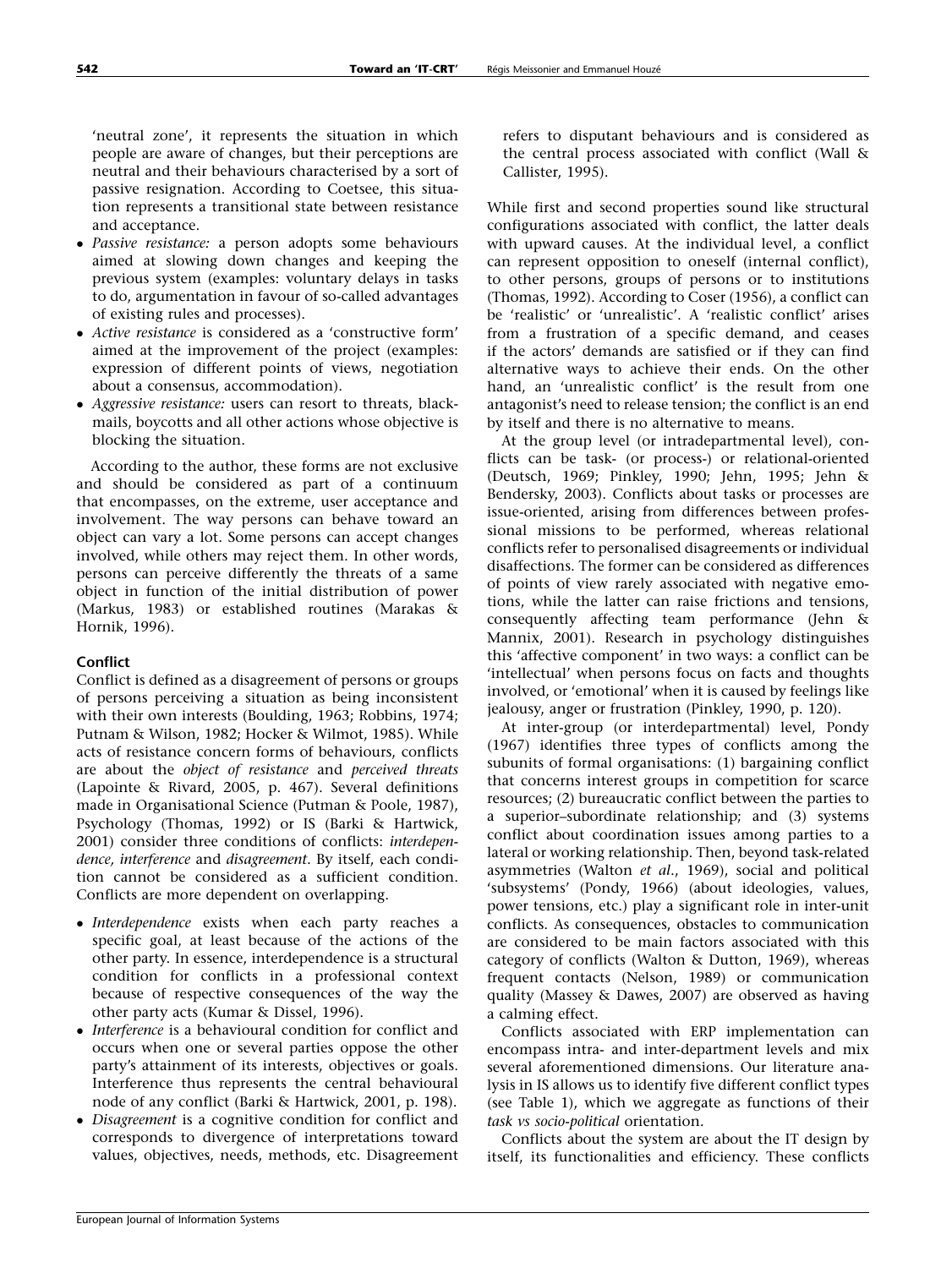'neutral zone', it represents the situation in which people are aware of changes, but their perceptions are neutral and their behaviours characterised by a sort of passive resignation. According to Coetsee, this situation represents a transitional state between resistance and acceptance.

- *Passive resistance:* a person adopts some behaviours aimed at slowing down changes and keeping the previous system (examples: voluntary delays in tasks to do, argumentation in favour of so-called advantages of existing rules and processes).
- *Active resistance* is considered as a 'constructive form' aimed at the improvement of the project (examples: expression of different points of views, negotiation about a consensus, accommodation).
- *Aggressive resistance:* users can resort to threats, blackmails, boycotts and all other actions whose objective is blocking the situation.

According to the author, these forms are not exclusive and should be considered as part of a continuum that encompasses, on the extreme, user acceptance and involvement. The way persons can behave toward an object can vary a lot. Some persons can accept changes involved, while others may reject them. In other words, persons can perceive differently the threats of a same object in function of the initial distribution of power (Markus, 1983) or established routines (Marakas & Hornik, 1996).

### Conflict

Conflict is defined as a disagreement of persons or groups of persons perceiving a situation as being inconsistent with their own interests (Boulding, 1963; Robbins, 1974; Putnam & Wilson, 1982; Hocker & Wilmot, 1985). While acts of resistance concern forms of behaviours, conflicts are about the *object of resistance* and *perceived threats* (Lapointe & Rivard, 2005, p. 467). Several definitions made in Organisational Science (Putman & Poole, 1987), Psychology (Thomas, 1992) or IS (Barki & Hartwick, 2001) consider three conditions of conflicts: *interdependence, interference* and *disagreement*. By itself, each condition cannot be considered as a sufficient condition. Conflicts are more dependent on overlapping.

- *Interdependence* exists when each party reaches a specific goal, at least because of the actions of the other party. In essence, interdependence is a structural condition for conflicts in a professional context because of respective consequences of the way the other party acts (Kumar & Dissel, 1996).
- *Interference* is a behavioural condition for conflict and occurs when one or several parties oppose the other party's attainment of its interests, objectives or goals. Interference thus represents the central behavioural node of any conflict (Barki & Hartwick, 2001, p. 198).
- *Disagreement* is a cognitive condition for conflict and corresponds to divergence of interpretations toward values, objectives, needs, methods, etc. Disagreement refers to disputant behaviours and is considered as the central process associated with conflict (Wall & Callister, 1995).

While first and second properties sound like structural configurations associated with conflict, the latter deals with upward causes. At the individual level, a conflict can represent opposition to oneself (internal conflict), to other persons, groups of persons or to institutions (Thomas, 1992). According to Coser (1956), a conflict can be 'realistic' or 'unrealistic'. A 'realistic conflict' arises from a frustration of a specific demand, and ceases if the actors' demands are satisfied or if they can find alternative ways to achieve their ends. On the other hand, an 'unrealistic conflict' is the result from one antagonist's need to release tension; the conflict is an end by itself and there is no alternative to means.

At the group level (or intradepartmental level), conflicts can be task- (or process-) or relational-oriented (Deutsch, 1969; Pinkley, 1990; Jehn, 1995; Jehn & Bendersky, 2003). Conflicts about tasks or processes are issue-oriented, arising from differences between professional missions to be performed, whereas relational conflicts refer to personalised disagreements or individual disaffections. The former can be considered as differences of points of view rarely associated with negative emotions, while the latter can raise frictions and tensions, consequently affecting team performance (Jehn & Mannix, 2001). Research in psychology distinguishes this 'affective component' in two ways: a conflict can be 'intellectual' when persons focus on facts and thoughts involved, or 'emotional' when it is caused by feelings like jealousy, anger or frustration (Pinkley, 1990, p. 120).

At inter-group (or interdepartmental) level, Pondy (1967) identifies three types of conflicts among the subunits of formal organisations: (1) bargaining conflict that concerns interest groups in competition for scarce resources; (2) bureaucratic conflict between the parties to a superior–subordinate relationship; and (3) systems conflict about coordination issues among parties to a lateral or working relationship. Then, beyond task-related asymmetries (Walton *et al.*, 1969), social and political 'subsystems' (Pondy, 1966) (about ideologies, values, power tensions, etc.) play a significant role in inter-unit conflicts. As consequences, obstacles to communication are considered to be main factors associated with this category of conflicts (Walton & Dutton, 1969), whereas frequent contacts (Nelson, 1989) or communication quality (Massey & Dawes, 2007) are observed as having a calming effect.

Conflicts associated with ERP implementation can encompass intra- and inter-department levels and mix several aforementioned dimensions. Our literature analysis in IS allows us to identify five different conflict types (see Table 1), which we aggregate as functions of their *task vs socio-political* orientation.

Conflicts about the system are about the IT design by itself, its functionalities and efficiency. These conflicts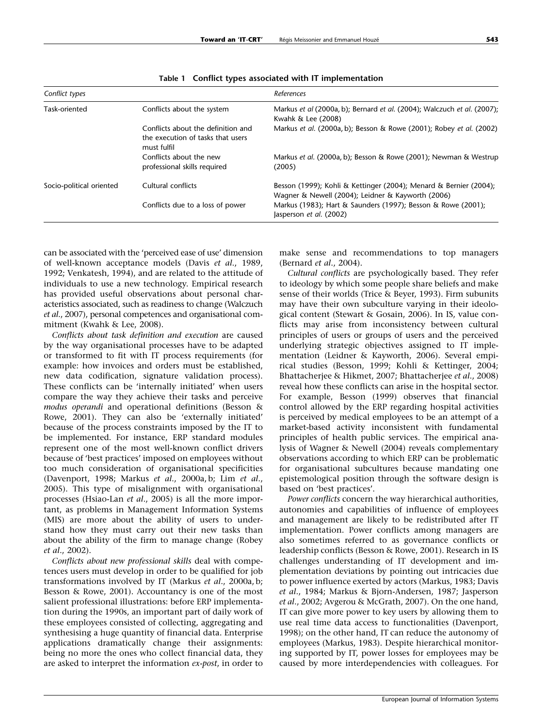Table 1 Conflict types associated with IT implementation

| Conflict types | | References |
|---|---|---|
| Task-oriented | Conflicts about the system | Markus *et al* (2000a, b); Bernard *et al.* (2004); Walczuch *et al.* (2007); Kwahk & Lee (2008) |
| | Conflicts about the definition and the execution of tasks that users must fulfil | Markus *et al.* (2000a, b); Besson & Rowe (2001); Robey *et al.* (2002) |
| | Conflicts about the new professional skills required | Markus *et al.* (2000a, b); Besson & Rowe (2001); Newman & Westrup (2005) |
| Socio-political oriented | Cultural conflicts | Besson (1999); Kohli & Kettinger (2004); Menard & Bernier (2004); Wagner & Newell (2004); Leidner & Kayworth (2006) |
| | Conflicts due to a loss of power | Markus (1983); Hart & Saunders (1997); Besson & Rowe (2001); Jasperson *et al.* (2002) |

can be associated with the 'perceived ease of use' dimension of well-known acceptance models (Davis *et al.*, 1989, 1992; Venkatesh, 1994), and are related to the attitude of individuals to use a new technology. Empirical research has provided useful observations about personal characteristics associated, such as readiness to change (Walczuch *et al.*, 2007), personal competences and organisational commitment (Kwahk & Lee, 2008).

*Conflicts about task definition and execution* are caused by the way organisational processes have to be adapted or transformed to fit with IT process requirements (for example: how invoices and orders must be established, new data codification, signature validation process). These conflicts can be 'internally initiated' when users compare the way they achieve their tasks and perceive *modus operandi* and operational definitions (Besson & Rowe, 2001). They can also be 'externally initiated' because of the process constraints imposed by the IT to be implemented. For instance, ERP standard modules represent one of the most well-known conflict drivers because of 'best practices' imposed on employees without too much consideration of organisational specificities (Davenport, 1998; Markus *et al.*, 2000a, b; Lim *et al.*, 2005). This type of misalignment with organisational processes (Hsiao-Lan *et al.*, 2005) is all the more important, as problems in Management Information Systems (MIS) are more about the ability of users to understand how they must carry out their new tasks than about the ability of the firm to manage change (Robey *et al.*, 2002).

*Conflicts about new professional skills* deal with competences users must develop in order to be qualified for job transformations involved by IT (Markus *et al.*, 2000a, b; Besson & Rowe, 2001). Accountancy is one of the most salient professional illustrations: before ERP implementation during the 1990s, an important part of daily work of these employees consisted of collecting, aggregating and synthesising a huge quantity of financial data. Enterprise applications dramatically change their assignments: being no more the ones who collect financial data, they are asked to interpret the information *ex-post*, in order to make sense and recommendations to top managers (Bernard *et al.*, 2004).

*Cultural conflicts* are psychologically based. They refer to ideology by which some people share beliefs and make sense of their worlds (Trice & Beyer, 1993). Firm subunits may have their own subculture varying in their ideological content (Stewart & Gosain, 2006). In IS, value conflicts may arise from inconsistency between cultural principles of users or groups of users and the perceived underlying strategic objectives assigned to IT implementation (Leidner & Kayworth, 2006). Several empirical studies (Besson, 1999; Kohli & Kettinger, 2004; Bhattacherjee & Hikmet, 2007; Bhattacherjee *et al.*, 2008) reveal how these conflicts can arise in the hospital sector. For example, Besson (1999) observes that financial control allowed by the ERP regarding hospital activities is perceived by medical employees to be an attempt of a market-based activity inconsistent with fundamental principles of health public services. The empirical analysis of Wagner & Newell (2004) reveals complementary observations according to which ERP can be problematic for organisational subcultures because mandating one epistemological position through the software design is based on 'best practices'.

*Power conflicts* concern the way hierarchical authorities, autonomies and capabilities of influence of employees and management are likely to be redistributed after IT implementation. Power conflicts among managers are also sometimes referred to as governance conflicts or leadership conflicts (Besson & Rowe, 2001). Research in IS challenges understanding of IT development and implementation deviations by pointing out intricacies due to power influence exerted by actors (Markus, 1983; Davis *et al.*, 1984; Markus & Bjorn-Andersen, 1987; Jasperson *et al.*, 2002; Avgerou & McGrath, 2007). On the one hand, IT can give more power to key users by allowing them to use real time data access to functionalities (Davenport, 1998); on the other hand, IT can reduce the autonomy of employees (Markus, 1983). Despite hierarchical monitoring supported by IT, power losses for employees may be caused by more interdependencies with colleagues. For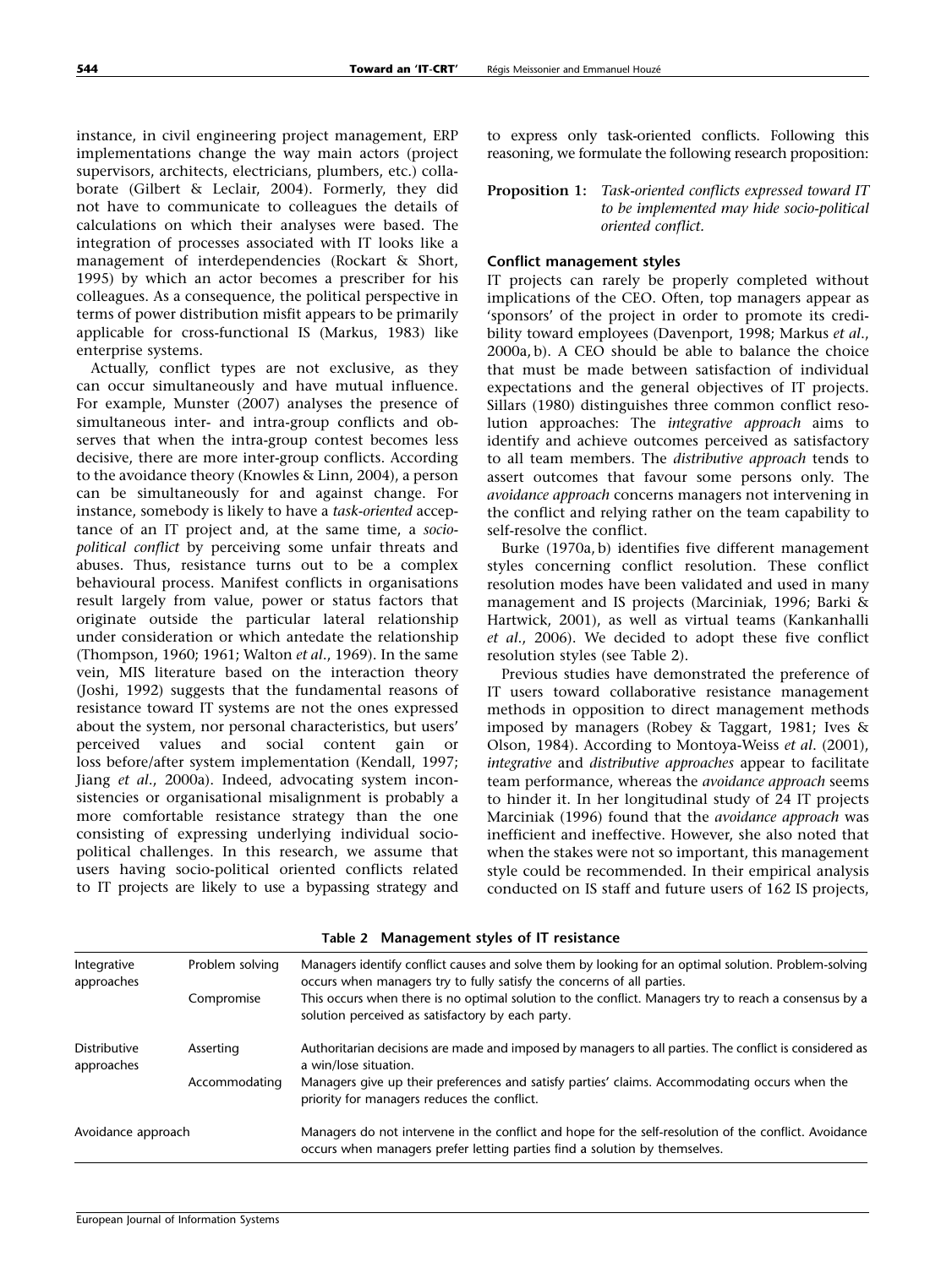instance, in civil engineering project management, ERP implementations change the way main actors (project supervisors, architects, electricians, plumbers, etc.) collaborate (Gilbert & Leclair, 2004). Formerly, they did not have to communicate to colleagues the details of calculations on which their analyses were based. The integration of processes associated with IT looks like a management of interdependencies (Rockart & Short, 1995) by which an actor becomes a prescriber for his colleagues. As a consequence, the political perspective in terms of power distribution misfit appears to be primarily applicable for cross-functional IS (Markus, 1983) like enterprise systems.

Actually, conflict types are not exclusive, as they can occur simultaneously and have mutual influence. For example, Munster (2007) analyses the presence of simultaneous inter- and intra-group conflicts and observes that when the intra-group contest becomes less decisive, there are more inter-group conflicts. According to the avoidance theory (Knowles & Linn, 2004), a person can be simultaneously for and against change. For instance, somebody is likely to have a *task-oriented* acceptance of an IT project and, at the same time, a *socio-political conflict* by perceiving some unfair threats and abuses. Thus, resistance turns out to be a complex behavioural process. Manifest conflicts in organisations result largely from value, power or status factors that originate outside the particular lateral relationship under consideration or which antedate the relationship (Thompson, 1960; 1961; Walton *et al*., 1969). In the same vein, MIS literature based on the interaction theory (Joshi, 1992) suggests that the fundamental reasons of resistance toward IT systems are not the ones expressed about the system, nor personal characteristics, but users' perceived values and social content gain or loss before/after system implementation (Kendall, 1997; Jiang *et al*., 2000a). Indeed, advocating system inconsistencies or organisational misalignment is probably a more comfortable resistance strategy than the one consisting of expressing underlying individual socio-political challenges. In this research, we assume that users having socio-political oriented conflicts related to IT projects are likely to use a bypassing strategy and to express only task-oriented conflicts. Following this reasoning, we formulate the following research proposition:

**Proposition 1:** *Task-oriented conflicts expressed toward IT to be implemented may hide socio-political oriented conflict.*

### Conflict management styles

IT projects can rarely be properly completed without implications of the CEO. Often, top managers appear as 'sponsors' of the project in order to promote its credibility toward employees (Davenport, 1998; Markus *et al*., 2000a, b). A CEO should be able to balance the choice that must be made between satisfaction of individual expectations and the general objectives of IT projects. Sillars (1980) distinguishes three common conflict resolution approaches: The *integrative approach* aims to identify and achieve outcomes perceived as satisfactory to all team members. The *distributive approach* tends to assert outcomes that favour some persons only. The *avoidance approach* concerns managers not intervening in the conflict and relying rather on the team capability to self-resolve the conflict.

Burke (1970a, b) identifies five different management styles concerning conflict resolution. These conflict resolution modes have been validated and used in many management and IS projects (Marciniak, 1996; Barki & Hartwick, 2001), as well as virtual teams (Kankanhalli *et al*., 2006). We decided to adopt these five conflict resolution styles (see Table 2).

Previous studies have demonstrated the preference of IT users toward collaborative resistance management methods in opposition to direct management methods imposed by managers (Robey & Taggart, 1981; Ives & Olson, 1984). According to Montoya-Weiss *et al*. (2001), *integrative* and *distributive approaches* appear to facilitate team performance, whereas the *avoidance approach* seems to hinder it. In her longitudinal study of 24 IT projects Marciniak (1996) found that the *avoidance approach* was inefficient and ineffective. However, she also noted that when the stakes were not so important, this management style could be recommended. In their empirical analysis conducted on IS staff and future users of 162 IS projects,

**Table 2** Management styles of IT resistance

| | | |
|---|---|---|
| Integrative approaches | Problem solving | Managers identify conflict causes and solve them by looking for an optimal solution. Problem-solving occurs when managers try to fully satisfy the concerns of all parties. |
| | Compromise | This occurs when there is no optimal solution to the conflict. Managers try to reach a consensus by a solution perceived as satisfactory by each party. |
| Distributive approaches | Asserting | Authoritarian decisions are made and imposed by managers to all parties. The conflict is considered as a win/lose situation. |
| | Accommodating | Managers give up their preferences and satisfy parties' claims. Accommodating occurs when the priority for managers reduces the conflict. |
| Avoidance approach | | Managers do not intervene in the conflict and hope for the self-resolution of the conflict. Avoidance occurs when managers prefer letting parties find a solution by themselves. |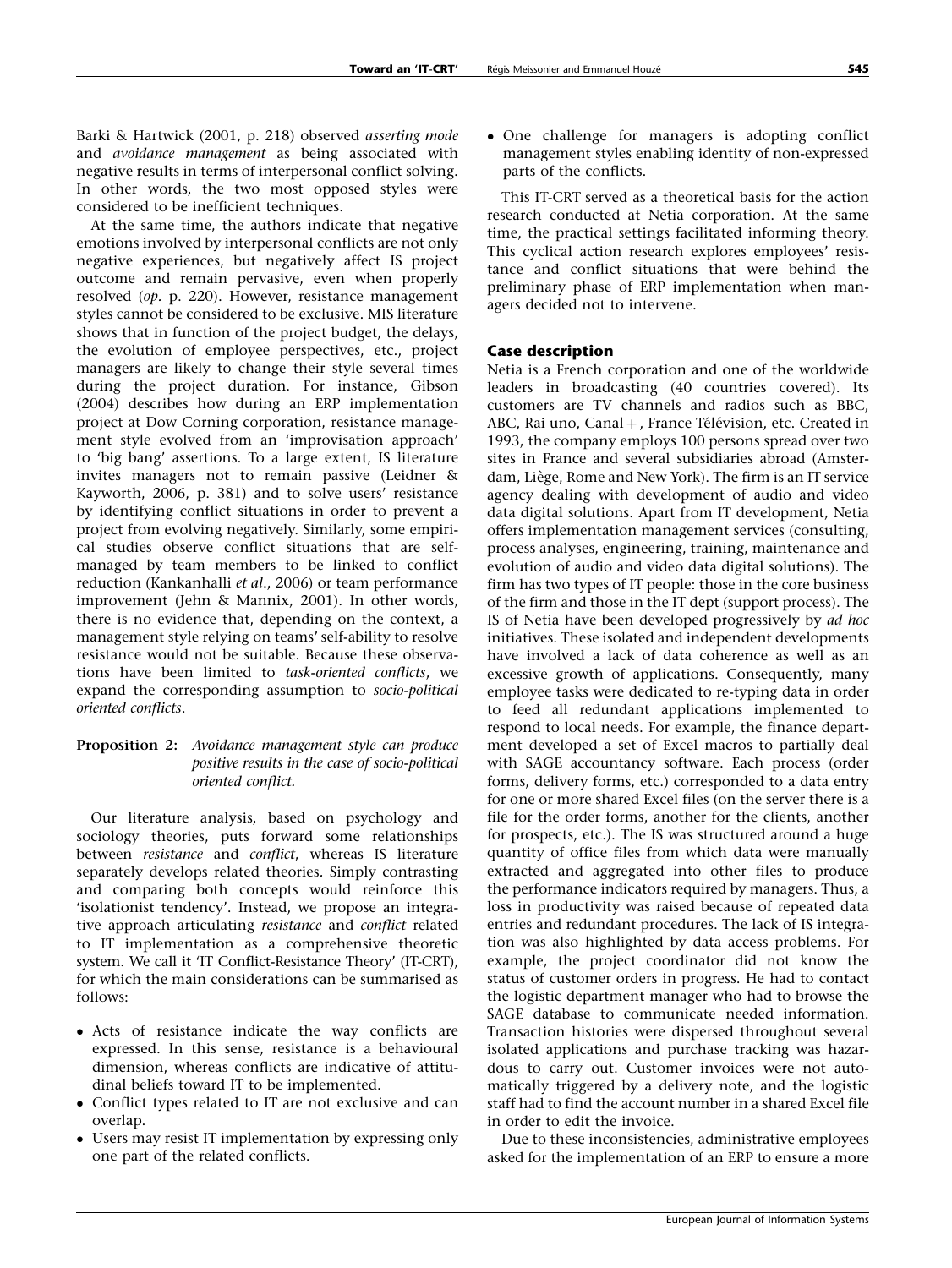Barki & Hartwick (2001, p. 218) observed *asserting mode* and *avoidance management* as being associated with negative results in terms of interpersonal conflict solving. In other words, the two most opposed styles were considered to be inefficient techniques.

At the same time, the authors indicate that negative emotions involved by interpersonal conflicts are not only negative experiences, but negatively affect IS project outcome and remain pervasive, even when properly resolved (*op.* p. 220). However, resistance management styles cannot be considered to be exclusive. MIS literature shows that in function of the project budget, the delays, the evolution of employee perspectives, etc., project managers are likely to change their style several times during the project duration. For instance, Gibson (2004) describes how during an ERP implementation project at Dow Corning corporation, resistance management style evolved from an 'improvisation approach' to 'big bang' assertions. To a large extent, IS literature invites managers not to remain passive (Leidner & Kayworth, 2006, p. 381) and to solve users' resistance by identifying conflict situations in order to prevent a project from evolving negatively. Similarly, some empirical studies observe conflict situations that are self-managed by team members to be linked to conflict reduction (Kankanhalli *et al*., 2006) or team performance improvement (Jehn & Mannix, 2001). In other words, there is no evidence that, depending on the context, a management style relying on teams' self-ability to resolve resistance would not be suitable. Because these observations have been limited to *task-oriented conflicts*, we expand the corresponding assumption to *socio-political oriented conflicts*.

**Proposition 2:** *Avoidance management style can produce positive results in the case of socio-political oriented conflict.*

Our literature analysis, based on psychology and sociology theories, puts forward some relationships between *resistance* and *conflict*, whereas IS literature separately develops related theories. Simply contrasting and comparing both concepts would reinforce this 'isolationist tendency'. Instead, we propose an integrative approach articulating *resistance* and *conflict* related to IT implementation as a comprehensive theoretic system. We call it 'IT Conflict-Resistance Theory' (IT-CRT), for which the main considerations can be summarised as follows:

- Acts of resistance indicate the way conflicts are expressed. In this sense, resistance is a behavioural dimension, whereas conflicts are indicative of attitudinal beliefs toward IT to be implemented.
- Conflict types related to IT are not exclusive and can overlap.
- Users may resist IT implementation by expressing only one part of the related conflicts.
- One challenge for managers is adopting conflict management styles enabling identity of non-expressed parts of the conflicts.

This IT-CRT served as a theoretical basis for the action research conducted at Netia corporation. At the same time, the practical settings facilitated informing theory. This cyclical action research explores employees' resistance and conflict situations that were behind the preliminary phase of ERP implementation when managers decided not to intervene.

## Case description

Netia is a French corporation and one of the worldwide leaders in broadcasting (40 countries covered). Its customers are TV channels and radios such as BBC, ABC, Rai uno, Canal+, France Télévision, etc. Created in 1993, the company employs 100 persons spread over two sites in France and several subsidiaries abroad (Amsterdam, Liège, Rome and New York). The firm is an IT service agency dealing with development of audio and video data digital solutions. Apart from IT development, Netia offers implementation management services (consulting, process analyses, engineering, training, maintenance and evolution of audio and video data digital solutions). The firm has two types of IT people: those in the core business of the firm and those in the IT dept (support process). The IS of Netia have been developed progressively by *ad hoc* initiatives. These isolated and independent developments have involved a lack of data coherence as well as an excessive growth of applications. Consequently, many employee tasks were dedicated to re-typing data in order to feed all redundant applications implemented to respond to local needs. For example, the finance department developed a set of Excel macros to partially deal with SAGE accountancy software. Each process (order forms, delivery forms, etc.) corresponded to a data entry for one or more shared Excel files (on the server there is a file for the order forms, another for the clients, another for prospects, etc.). The IS was structured around a huge quantity of office files from which data were manually extracted and aggregated into other files to produce the performance indicators required by managers. Thus, a loss in productivity was raised because of repeated data entries and redundant procedures. The lack of IS integration was also highlighted by data access problems. For example, the project coordinator did not know the status of customer orders in progress. He had to contact the logistic department manager who had to browse the SAGE database to communicate needed information. Transaction histories were dispersed throughout several isolated applications and purchase tracking was hazardous to carry out. Customer invoices were not automatically triggered by a delivery note, and the logistic staff had to find the account number in a shared Excel file in order to edit the invoice.

Due to these inconsistencies, administrative employees asked for the implementation of an ERP to ensure a more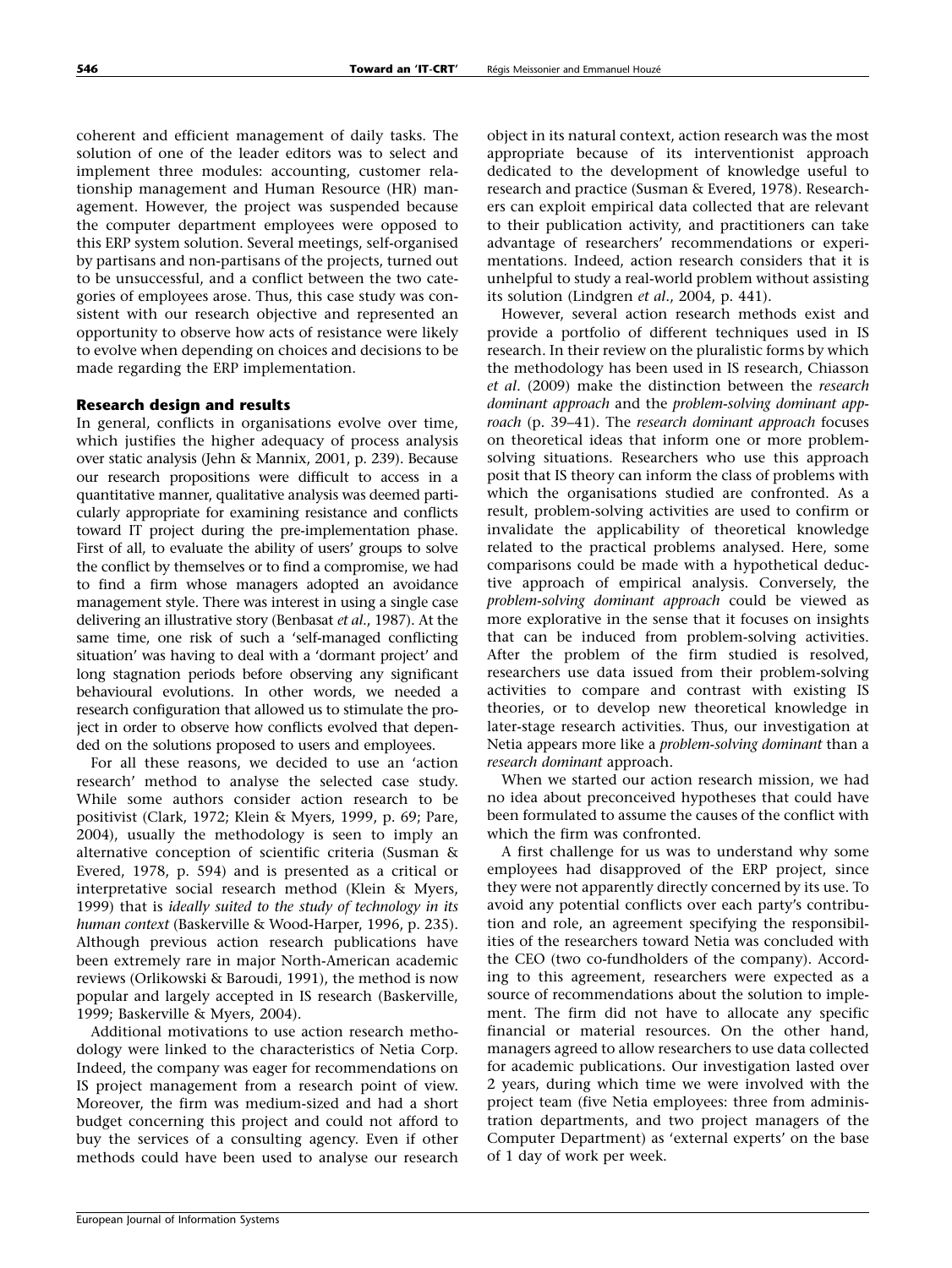coherent and efficient management of daily tasks. The solution of one of the leader editors was to select and implement three modules: accounting, customer relationship management and Human Resource (HR) management. However, the project was suspended because the computer department employees were opposed to this ERP system solution. Several meetings, self-organised by partisans and non-partisans of the projects, turned out to be unsuccessful, and a conflict between the two categories of employees arose. Thus, this case study was consistent with our research objective and represented an opportunity to observe how acts of resistance were likely to evolve when depending on choices and decisions to be made regarding the ERP implementation.

### Research design and results

In general, conflicts in organisations evolve over time, which justifies the higher adequacy of process analysis over static analysis (Jehn & Mannix, 2001, p. 239). Because our research propositions were difficult to access in a quantitative manner, qualitative analysis was deemed particularly appropriate for examining resistance and conflicts toward IT project during the pre-implementation phase. First of all, to evaluate the ability of users' groups to solve the conflict by themselves or to find a compromise, we had to find a firm whose managers adopted an avoidance management style. There was interest in using a single case delivering an illustrative story (Benbasat *et al.*, 1987). At the same time, one risk of such a 'self-managed conflicting situation' was having to deal with a 'dormant project' and long stagnation periods before observing any significant behavioural evolutions. In other words, we needed a research configuration that allowed us to stimulate the project in order to observe how conflicts evolved that depended on the solutions proposed to users and employees.

For all these reasons, we decided to use an 'action research' method to analyse the selected case study. While some authors consider action research to be positivist (Clark, 1972; Klein & Myers, 1999, p. 69; Pare, 2004), usually the methodology is seen to imply an alternative conception of scientific criteria (Susman & Evered, 1978, p. 594) and is presented as a critical or interpretative social research method (Klein & Myers, 1999) that is *ideally suited to the study of technology in its human context* (Baskerville & Wood-Harper, 1996, p. 235). Although previous action research publications have been extremely rare in major North-American academic reviews (Orlikowski & Baroudi, 1991), the method is now popular and largely accepted in IS research (Baskerville, 1999; Baskerville & Myers, 2004).

Additional motivations to use action research methodology were linked to the characteristics of Netia Corp. Indeed, the company was eager for recommendations on IS project management from a research point of view. Moreover, the firm was medium-sized and had a short budget concerning this project and could not afford to buy the services of a consulting agency. Even if other methods could have been used to analyse our research object in its natural context, action research was the most appropriate because of its interventionist approach dedicated to the development of knowledge useful to research and practice (Susman & Evered, 1978). Researchers can exploit empirical data collected that are relevant to their publication activity, and practitioners can take advantage of researchers' recommendations or experimentations. Indeed, action research considers that it is unhelpful to study a real-world problem without assisting its solution (Lindgren *et al.*, 2004, p. 441).

However, several action research methods exist and provide a portfolio of different techniques used in IS research. In their review on the pluralistic forms by which the methodology has been used in IS research, Chiasson *et al*. (2009) make the distinction between the *research dominant approach* and the *problem-solving dominant approach* (p. 39–41). The *research dominant approach* focuses on theoretical ideas that inform one or more problem-solving situations. Researchers who use this approach posit that IS theory can inform the class of problems with which the organisations studied are confronted. As a result, problem-solving activities are used to confirm or invalidate the applicability of theoretical knowledge related to the practical problems analysed. Here, some comparisons could be made with a hypothetical deductive approach of empirical analysis. Conversely, the *problem-solving dominant approach* could be viewed as more explorative in the sense that it focuses on insights that can be induced from problem-solving activities. After the problem of the firm studied is resolved, researchers use data issued from their problem-solving activities to compare and contrast with existing IS theories, or to develop new theoretical knowledge in later-stage research activities. Thus, our investigation at Netia appears more like a *problem-solving dominant* than a *research dominant* approach.

When we started our action research mission, we had no idea about preconceived hypotheses that could have been formulated to assume the causes of the conflict with which the firm was confronted.

A first challenge for us was to understand why some employees had disapproved of the ERP project, since they were not apparently directly concerned by its use. To avoid any potential conflicts over each party's contribution and role, an agreement specifying the responsibilities of the researchers toward Netia was concluded with the CEO (two co-fundholders of the company). According to this agreement, researchers were expected as a source of recommendations about the solution to implement. The firm did not have to allocate any specific financial or material resources. On the other hand, managers agreed to allow researchers to use data collected for academic publications. Our investigation lasted over 2 years, during which time we were involved with the project team (five Netia employees: three from administration departments, and two project managers of the Computer Department) as 'external experts' on the base of 1 day of work per week.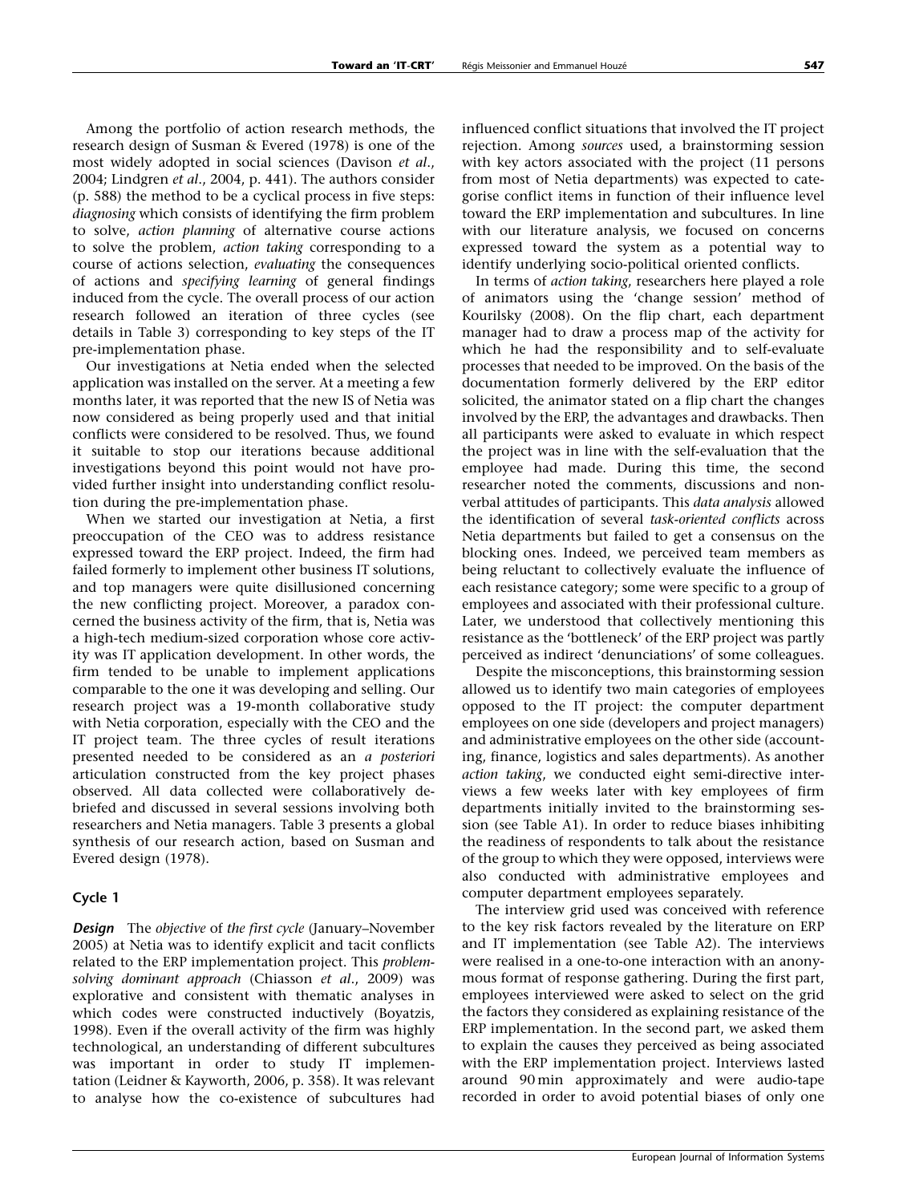Among the portfolio of action research methods, the research design of Susman & Evered (1978) is one of the most widely adopted in social sciences (Davison *et al*., 2004; Lindgren *et al*., 2004, p. 441). The authors consider (p. 588) the method to be a cyclical process in five steps: *diagnosing* which consists of identifying the firm problem to solve, *action planning* of alternative course actions to solve the problem, *action taking* corresponding to a course of actions selection, *evaluating* the consequences of actions and *specifying learning* of general findings induced from the cycle. The overall process of our action research followed an iteration of three cycles (see details in Table 3) corresponding to key steps of the IT pre-implementation phase.

Our investigations at Netia ended when the selected application was installed on the server. At a meeting a few months later, it was reported that the new IS of Netia was now considered as being properly used and that initial conflicts were considered to be resolved. Thus, we found it suitable to stop our iterations because additional investigations beyond this point would not have provided further insight into understanding conflict resolution during the pre-implementation phase.

When we started our investigation at Netia, a first preoccupation of the CEO was to address resistance expressed toward the ERP project. Indeed, the firm had failed formerly to implement other business IT solutions, and top managers were quite disillusioned concerning the new conflicting project. Moreover, a paradox concerned the business activity of the firm, that is, Netia was a high-tech medium-sized corporation whose core activity was IT application development. In other words, the firm tended to be unable to implement applications comparable to the one it was developing and selling. Our research project was a 19-month collaborative study with Netia corporation, especially with the CEO and the IT project team. The three cycles of result iterations presented needed to be considered as an *a posteriori* articulation constructed from the key project phases observed. All data collected were collaboratively debriefed and discussed in several sessions involving both researchers and Netia managers. Table 3 presents a global synthesis of our research action, based on Susman and Evered design (1978).

## Cycle 1

***Design*** The *objective* of *the first cycle* (January–November 2005) at Netia was to identify explicit and tacit conflicts related to the ERP implementation project. This *problem-solving dominant approach* (Chiasson *et al*., 2009) was explorative and consistent with thematic analyses in which codes were constructed inductively (Boyatzis, 1998). Even if the overall activity of the firm was highly technological, an understanding of different subcultures was important in order to study IT implementation (Leidner & Kayworth, 2006, p. 358). It was relevant to analyse how the co-existence of subcultures had influenced conflict situations that involved the IT project rejection. Among *sources* used, a brainstorming session with key actors associated with the project (11 persons from most of Netia departments) was expected to categorise conflict items in function of their influence level toward the ERP implementation and subcultures. In line with our literature analysis, we focused on concerns expressed toward the system as a potential way to identify underlying socio-political oriented conflicts.

In terms of *action taking*, researchers here played a role of animators using the 'change session' method of Kourilsky (2008). On the flip chart, each department manager had to draw a process map of the activity for which he had the responsibility and to self-evaluate processes that needed to be improved. On the basis of the documentation formerly delivered by the ERP editor solicited, the animator stated on a flip chart the changes involved by the ERP, the advantages and drawbacks. Then all participants were asked to evaluate in which respect the project was in line with the self-evaluation that the employee had made. During this time, the second researcher noted the comments, discussions and non-verbal attitudes of participants. This *data analysis* allowed the identification of several *task-oriented conflicts* across Netia departments but failed to get a consensus on the blocking ones. Indeed, we perceived team members as being reluctant to collectively evaluate the influence of each resistance category; some were specific to a group of employees and associated with their professional culture. Later, we understood that collectively mentioning this resistance as the 'bottleneck' of the ERP project was partly perceived as indirect 'denunciations' of some colleagues.

Despite the misconceptions, this brainstorming session allowed us to identify two main categories of employees opposed to the IT project: the computer department employees on one side (developers and project managers) and administrative employees on the other side (accounting, finance, logistics and sales departments). As another *action taking*, we conducted eight semi-directive interviews a few weeks later with key employees of firm departments initially invited to the brainstorming session (see Table A1). In order to reduce biases inhibiting the readiness of respondents to talk about the resistance of the group to which they were opposed, interviews were also conducted with administrative employees and computer department employees separately.

The interview grid used was conceived with reference to the key risk factors revealed by the literature on ERP and IT implementation (see Table A2). The interviews were realised in a one-to-one interaction with an anonymous format of response gathering. During the first part, employees interviewed were asked to select on the grid the factors they considered as explaining resistance of the ERP implementation. In the second part, we asked them to explain the causes they perceived as being associated with the ERP implementation project. Interviews lasted around 90 min approximately and were audio-tape recorded in order to avoid potential biases of only one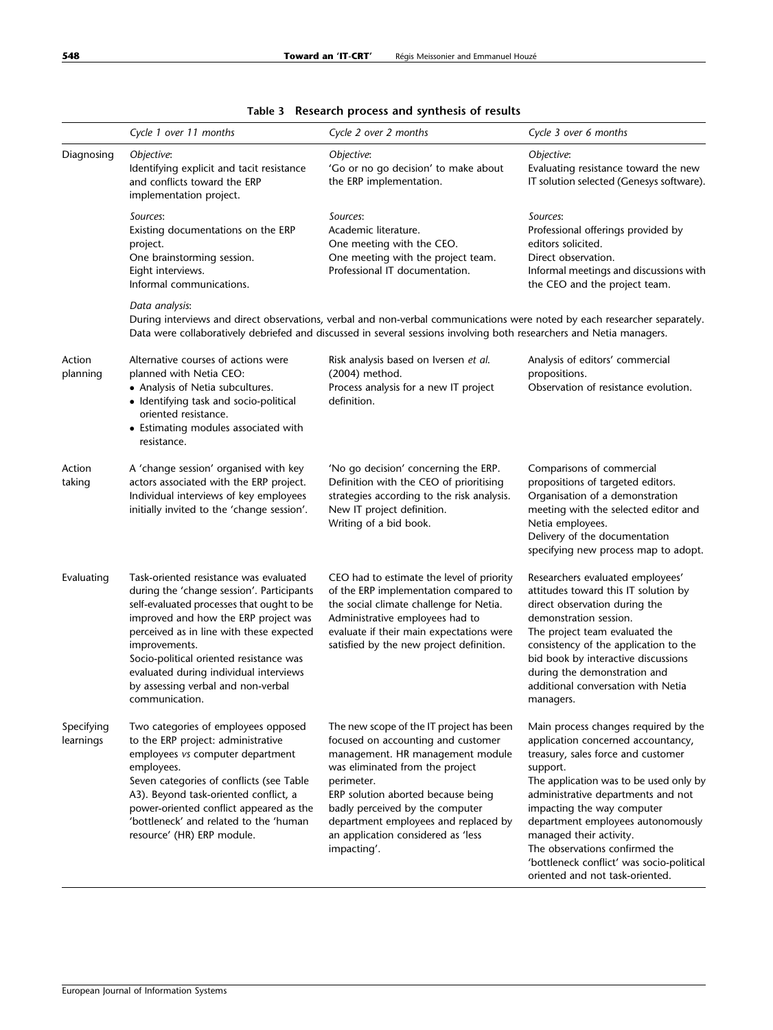**Table 3 Research process and synthesis of results**

| | *Cycle 1 over 11 months* | *Cycle 2 over 2 months* | *Cycle 3 over 6 months* |
|---|---|---|---|
| Diagnosing | *Objective*:<br>Identifying explicit and tacit resistance and conflicts toward the ERP implementation project.<br><br>*Sources*:<br>Existing documentations on the ERP project.<br>One brainstorming session.<br>Eight interviews.<br>Informal communications. | *Objective*:<br>'Go or no go decision' to make about the ERP implementation.<br><br>*Sources*:<br>Academic literature.<br>One meeting with the CEO.<br>One meeting with the project team.<br>Professional IT documentation. | *Objective*:<br>Evaluating resistance toward the new IT solution selected (Genesys software).<br><br>*Sources*:<br>Professional offerings provided by editors solicited.<br>Direct observation.<br>Informal meetings and discussions with the CEO and the project team. |
| | *Data analysis*:<br>During interviews and direct observations, verbal and non-verbal communications were noted by each researcher separately. Data were collaboratively debriefed and discussed in several sessions involving both researchers and Netia managers. | | |
| Action planning | Alternative courses of actions were planned with Netia CEO:<br>• Analysis of Netia subcultures.<br>• Identifying task and socio-political oriented resistance.<br>• Estimating modules associated with resistance. | Risk analysis based on Iversen *et al.* (2004) method.<br>Process analysis for a new IT project definition. | Analysis of editors' commercial propositions.<br>Observation of resistance evolution. |
| Action taking | A 'change session' organised with key actors associated with the ERP project.<br>Individual interviews of key employees initially invited to the 'change session'. | 'No go decision' concerning the ERP.<br>Definition with the CEO of prioritising strategies according to the risk analysis.<br>New IT project definition.<br>Writing of a bid book. | Comparisons of commercial propositions of targeted editors.<br>Organisation of a demonstration meeting with the selected editor and Netia employees.<br>Delivery of the documentation specifying new process map to adopt. |
| Evaluating | Task-oriented resistance was evaluated during the 'change session'. Participants self-evaluated processes that ought to be improved and how the ERP project was perceived as in line with these expected improvements.<br>Socio-political oriented resistance was evaluated during individual interviews by assessing verbal and non-verbal communication. | CEO had to estimate the level of priority of the ERP implementation compared to the social climate challenge for Netia.<br>Administrative employees had to evaluate if their main expectations were satisfied by the new project definition. | Researchers evaluated employees' attitudes toward this IT solution by direct observation during the demonstration session.<br>The project team evaluated the consistency of the application to the bid book by interactive discussions during the demonstration and additional conversation with Netia managers. |
| Specifying learnings | Two categories of employees opposed to the ERP project: administrative employees *vs* computer department employees.<br>Seven categories of conflicts (see Table A3). Beyond task-oriented conflict, a power-oriented conflict appeared as the 'bottleneck' and related to the 'human resource' (HR) ERP module. | The new scope of the IT project has been focused on accounting and customer management. HR management module was eliminated from the project perimeter.<br>ERP solution aborted because being badly perceived by the computer department employees and replaced by an application considered as 'less impacting'. | Main process changes required by the application concerned accountancy, treasury, sales force and customer support.<br>The application was to be used only by administrative departments and not impacting the way computer department employees autonomously managed their activity.<br>The observations confirmed the 'bottleneck conflict' was socio-political oriented and not task-oriented. |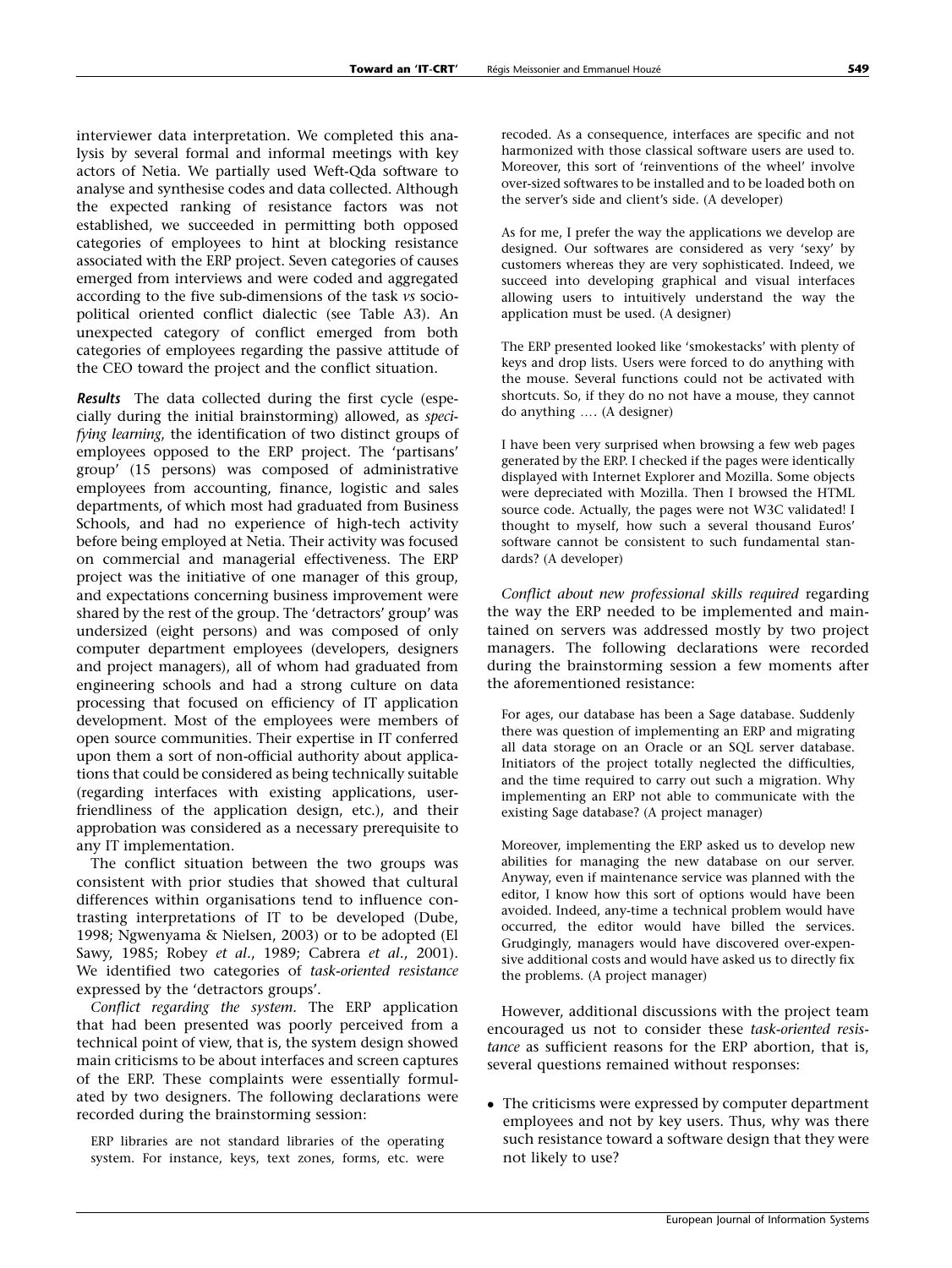interviewer data interpretation. We completed this analysis by several formal and informal meetings with key actors of Netia. We partially used Weft-Qda software to analyse and synthesise codes and data collected. Although the expected ranking of resistance factors was not established, we succeeded in permitting both opposed categories of employees to hint at blocking resistance associated with the ERP project. Seven categories of causes emerged from interviews and were coded and aggregated according to the five sub-dimensions of the task *vs* socio-political oriented conflict dialectic (see Table A3). An unexpected category of conflict emerged from both categories of employees regarding the passive attitude of the CEO toward the project and the conflict situation.

***Results*** The data collected during the first cycle (especially during the initial brainstorming) allowed, as *specifying learning*, the identification of two distinct groups of employees opposed to the ERP project. The 'partisans' group' (15 persons) was composed of administrative employees from accounting, finance, logistic and sales departments, of which most had graduated from Business Schools, and had no experience of high-tech activity before being employed at Netia. Their activity was focused on commercial and managerial effectiveness. The ERP project was the initiative of one manager of this group, and expectations concerning business improvement were shared by the rest of the group. The 'detractors' group' was undersized (eight persons) and was composed of only computer department employees (developers, designers and project managers), all of whom had graduated from engineering schools and had a strong culture on data processing that focused on efficiency of IT application development. Most of the employees were members of open source communities. Their expertise in IT conferred upon them a sort of non-official authority about applications that could be considered as being technically suitable (regarding interfaces with existing applications, user-friendliness of the application design, etc.), and their approbation was considered as a necessary prerequisite to any IT implementation.

The conflict situation between the two groups was consistent with prior studies that showed that cultural differences within organisations tend to influence contrasting interpretations of IT to be developed (Dube, 1998; Ngwenyama & Nielsen, 2003) or to be adopted (El Sawy, 1985; Robey *et al*., 1989; Cabrera *et al*., 2001). We identified two categories of *task-oriented resistance* expressed by the 'detractors groups'.

*Conflict regarding the system.* The ERP application that had been presented was poorly perceived from a technical point of view, that is, the system design showed main criticisms to be about interfaces and screen captures of the ERP. These complaints were essentially formulated by two designers. The following declarations were recorded during the brainstorming session:

> ERP libraries are not standard libraries of the operating system. For instance, keys, text zones, forms, etc. were recoded. As a consequence, interfaces are specific and not harmonized with those classical software users are used to. Moreover, this sort of 'reinventions of the wheel' involve over-sized softwares to be installed and to be loaded both on the server's side and client's side. (A developer)

> As for me, I prefer the way the applications we develop are designed. Our softwares are considered as very 'sexy' by customers whereas they are very sophisticated. Indeed, we succeed into developing graphical and visual interfaces allowing users to intuitively understand the way the application must be used. (A designer)

> The ERP presented looked like 'smokestacks' with plenty of keys and drop lists. Users were forced to do anything with the mouse. Several functions could not be activated with shortcuts. So, if they do no not have a mouse, they cannot do anything .... (A designer)

> I have been very surprised when browsing a few web pages generated by the ERP. I checked if the pages were identically displayed with Internet Explorer and Mozilla. Some objects were depreciated with Mozilla. Then I browsed the HTML source code. Actually, the pages were not W3C validated! I thought to myself, how such a several thousand Euros' software cannot be consistent to such fundamental standards? (A developer)

*Conflict about new professional skills required* regarding the way the ERP needed to be implemented and maintained on servers was addressed mostly by two project managers. The following declarations were recorded during the brainstorming session a few moments after the aforementioned resistance:

> For ages, our database has been a Sage database. Suddenly there was question of implementing an ERP and migrating all data storage on an Oracle or an SQL server database. Initiators of the project totally neglected the difficulties, and the time required to carry out such a migration. Why implementing an ERP not able to communicate with the existing Sage database? (A project manager)

> Moreover, implementing the ERP asked us to develop new abilities for managing the new database on our server. Anyway, even if maintenance service was planned with the editor, I know how this sort of options would have been avoided. Indeed, any-time a technical problem would have occurred, the editor would have billed the services. Grudgingly, managers would have discovered over-expensive additional costs and would have asked us to directly fix the problems. (A project manager)

However, additional discussions with the project team encouraged us not to consider these *task-oriented resistance* as sufficient reasons for the ERP abortion, that is, several questions remained without responses:

- The criticisms were expressed by computer department employees and not by key users. Thus, why was there such resistance toward a software design that they were not likely to use?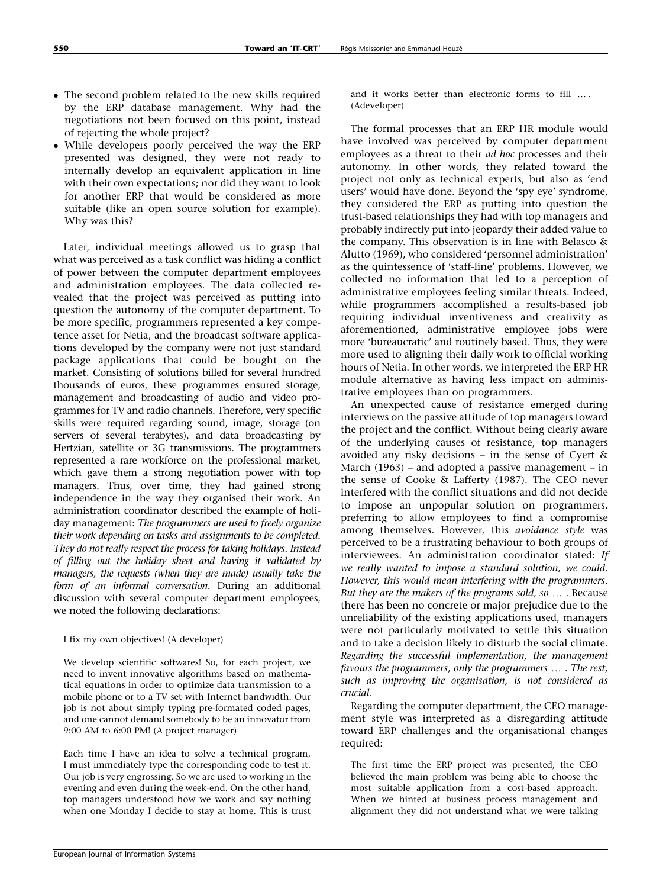- The second problem related to the new skills required by the ERP database management. Why had the negotiations not been focused on this point, instead of rejecting the whole project?
- While developers poorly perceived the way the ERP presented was designed, they were not ready to internally develop an equivalent application in line with their own expectations; nor did they want to look for another ERP that would be considered as more suitable (like an open source solution for example). Why was this?

Later, individual meetings allowed us to grasp that what was perceived as a task conflict was hiding a conflict of power between the computer department employees and administration employees. The data collected revealed that the project was perceived as putting into question the autonomy of the computer department. To be more specific, programmers represented a key competence asset for Netia, and the broadcast software applications developed by the company were not just standard package applications that could be bought on the market. Consisting of solutions billed for several hundred thousands of euros, these programmes ensured storage, management and broadcasting of audio and video programmes for TV and radio channels. Therefore, very specific skills were required regarding sound, image, storage (on servers of several terabytes), and data broadcasting by Hertzian, satellite or 3G transmissions. The programmers represented a rare workforce on the professional market, which gave them a strong negotiation power with top managers. Thus, over time, they had gained strong independence in the way they organised their work. An administration coordinator described the example of holiday management: *The programmers are used to freely organize their work depending on tasks and assignments to be completed. They do not really respect the process for taking holidays. Instead of filling out the holiday sheet and having it validated by managers, the requests (when they are made) usually take the form of an informal conversation.* During an additional discussion with several computer department employees, we noted the following declarations:

> I fix my own objectives! (A developer)

> We develop scientific softwares! So, for each project, we need to invent innovative algorithms based on mathematical equations in order to optimize data transmission to a mobile phone or to a TV set with Internet bandwidth. Our job is not about simply typing pre-formated coded pages, and one cannot demand somebody to be an innovator from 9:00 AM to 6:00 PM! (A project manager)

> Each time I have an idea to solve a technical program, I must immediately type the corresponding code to test it. Our job is very engrossing. So we are used to working in the evening and even during the week-end. On the other hand, top managers understood how we work and say nothing when one Monday I decide to stay at home. This is trust and it works better than electronic forms to fill … . (Adeveloper)

The formal processes that an ERP HR module would have involved was perceived by computer department employees as a threat to their *ad hoc* processes and their autonomy. In other words, they related toward the project not only as technical experts, but also as 'end users' would have done. Beyond the 'spy eye' syndrome, they considered the ERP as putting into question the trust-based relationships they had with top managers and probably indirectly put into jeopardy their added value to the company. This observation is in line with Belasco & Alutto (1969), who considered 'personnel administration' as the quintessence of 'staff-line' problems. However, we collected no information that led to a perception of administrative employees feeling similar threats. Indeed, while programmers accomplished a results-based job requiring individual inventiveness and creativity as aforementioned, administrative employee jobs were more 'bureaucratic' and routinely based. Thus, they were more used to aligning their daily work to official working hours of Netia. In other words, we interpreted the ERP HR module alternative as having less impact on administrative employees than on programmers.

An unexpected cause of resistance emerged during interviews on the passive attitude of top managers toward the project and the conflict. Without being clearly aware of the underlying causes of resistance, top managers avoided any risky decisions – in the sense of Cyert & March (1963) – and adopted a passive management – in the sense of Cooke & Lafferty (1987). The CEO never interfered with the conflict situations and did not decide to impose an unpopular solution on programmers, preferring to allow employees to find a compromise among themselves. However, this *avoidance style* was perceived to be a frustrating behaviour to both groups of interviewees. An administration coordinator stated: *If we really wanted to impose a standard solution, we could. However, this would mean interfering with the programmers. But they are the makers of the programs sold, so* … . Because there has been no concrete or major prejudice due to the unreliability of the existing applications used, managers were not particularly motivated to settle this situation and to take a decision likely to disturb the social climate. *Regarding the successful implementation, the management favours the programmers, only the programmers* … . *The rest, such as improving the organisation, is not considered as crucial*.

Regarding the computer department, the CEO management style was interpreted as a disregarding attitude toward ERP challenges and the organisational changes required:

> The first time the ERP project was presented, the CEO believed the main problem was being able to choose the most suitable application from a cost-based approach. When we hinted at business process management and alignment they did not understand what we were talking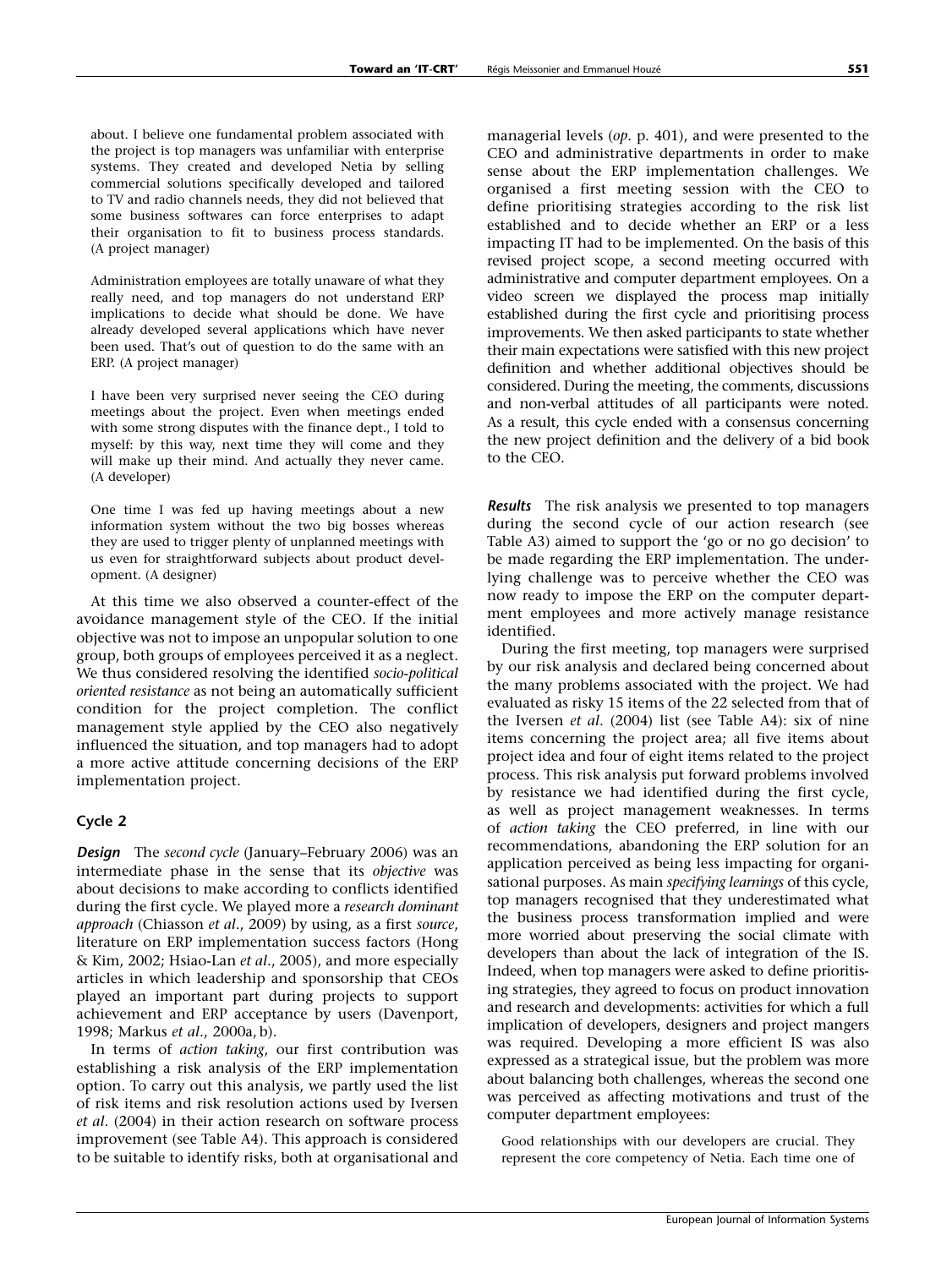about. I believe one fundamental problem associated with the project is top managers was unfamiliar with enterprise systems. They created and developed Netia by selling commercial solutions specifically developed and tailored to TV and radio channels needs, they did not believed that some business softwares can force enterprises to adapt their organisation to fit to business process standards. (A project manager)

> Administration employees are totally unaware of what they really need, and top managers do not understand ERP implications to decide what should be done. We have already developed several applications which have never been used. That's out of question to do the same with an ERP. (A project manager)

> I have been very surprised never seeing the CEO during meetings about the project. Even when meetings ended with some strong disputes with the finance dept., I told to myself: by this way, next time they will come and they will make up their mind. And actually they never came. (A developer)

> One time I was fed up having meetings about a new information system without the two big bosses whereas they are used to trigger plenty of unplanned meetings with us even for straightforward subjects about product development. (A designer)

At this time we also observed a counter-effect of the avoidance management style of the CEO. If the initial objective was not to impose an unpopular solution to one group, both groups of employees perceived it as a neglect. We thus considered resolving the identified *socio-political oriented resistance* as not being an automatically sufficient condition for the project completion. The conflict management style applied by the CEO also negatively influenced the situation, and top managers had to adopt a more active attitude concerning decisions of the ERP implementation project.

### Cycle 2

***Design*** The *second cycle* (January–February 2006) was an intermediate phase in the sense that its *objective* was about decisions to make according to conflicts identified during the first cycle. We played more a *research dominant approach* (Chiasson *et al.*, 2009) by using, as a first *source*, literature on ERP implementation success factors (Hong & Kim, 2002; Hsiao-Lan *et al.*, 2005), and more especially articles in which leadership and sponsorship that CEOs played an important part during projects to support achievement and ERP acceptance by users (Davenport, 1998; Markus *et al.*, 2000a, b).

In terms of *action taking*, our first contribution was establishing a risk analysis of the ERP implementation option. To carry out this analysis, we partly used the list of risk items and risk resolution actions used by Iversen *et al*. (2004) in their action research on software process improvement (see Table A4). This approach is considered to be suitable to identify risks, both at organisational and managerial levels (*op.* p. 401), and were presented to the CEO and administrative departments in order to make sense about the ERP implementation challenges. We organised a first meeting session with the CEO to define prioritising strategies according to the risk list established and to decide whether an ERP or a less impacting IT had to be implemented. On the basis of this revised project scope, a second meeting occurred with administrative and computer department employees. On a video screen we displayed the process map initially established during the first cycle and prioritising process improvements. We then asked participants to state whether their main expectations were satisfied with this new project definition and whether additional objectives should be considered. During the meeting, the comments, discussions and non-verbal attitudes of all participants were noted. As a result, this cycle ended with a consensus concerning the new project definition and the delivery of a bid book to the CEO.

***Results*** The risk analysis we presented to top managers during the second cycle of our action research (see Table A3) aimed to support the 'go or no go decision' to be made regarding the ERP implementation. The underlying challenge was to perceive whether the CEO was now ready to impose the ERP on the computer department employees and more actively manage resistance identified.

During the first meeting, top managers were surprised by our risk analysis and declared being concerned about the many problems associated with the project. We had evaluated as risky 15 items of the 22 selected from that of the Iversen *et al*. (2004) list (see Table A4): six of nine items concerning the project area; all five items about project idea and four of eight items related to the project process. This risk analysis put forward problems involved by resistance we had identified during the first cycle, as well as project management weaknesses. In terms of *action taking* the CEO preferred, in line with our recommendations, abandoning the ERP solution for an application perceived as being less impacting for organisational purposes. As main *specifying learnings* of this cycle, top managers recognised that they underestimated what the business process transformation implied and were more worried about preserving the social climate with developers than about the lack of integration of the IS. Indeed, when top managers were asked to define prioritising strategies, they agreed to focus on product innovation and research and developments: activities for which a full implication of developers, designers and project mangers was required. Developing a more efficient IS was also expressed as a strategical issue, but the problem was more about balancing both challenges, whereas the second one was perceived as affecting motivations and trust of the computer department employees:

> Good relationships with our developers are crucial. They represent the core competency of Netia. Each time one of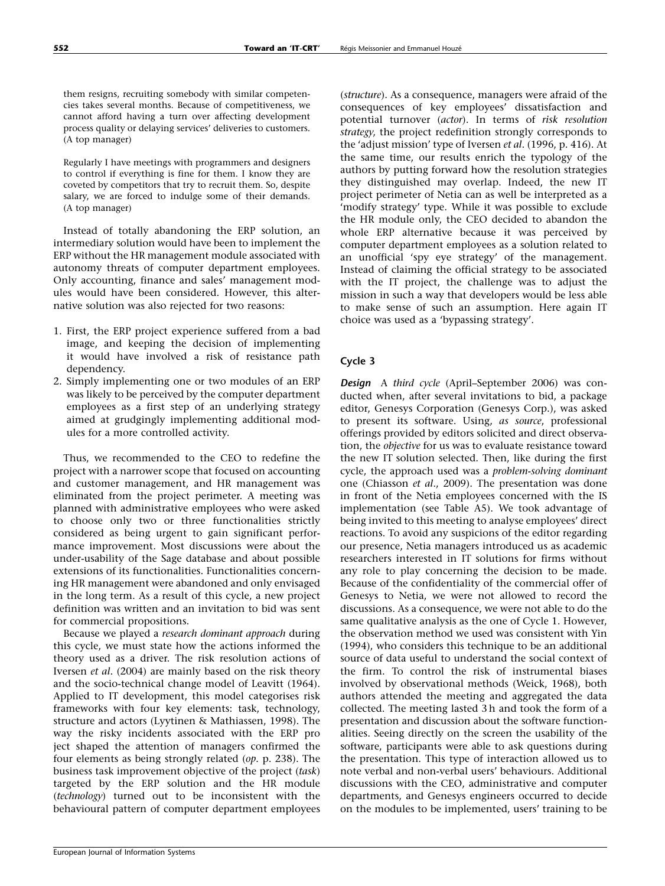them resigns, recruiting somebody with similar competencies takes several months. Because of competitiveness, we cannot afford having a turn over affecting development process quality or delaying services' deliveries to customers. (A top manager)

Regularly I have meetings with programmers and designers to control if everything is fine for them. I know they are coveted by competitors that try to recruit them. So, despite salary, we are forced to indulge some of their demands. (A top manager)

Instead of totally abandoning the ERP solution, an intermediary solution would have been to implement the ERP without the HR management module associated with autonomy threats of computer department employees. Only accounting, finance and sales' management modules would have been considered. However, this alternative solution was also rejected for two reasons:

1. First, the ERP project experience suffered from a bad image, and keeping the decision of implementing it would have involved a risk of resistance path dependency.
2. Simply implementing one or two modules of an ERP was likely to be perceived by the computer department employees as a first step of an underlying strategy aimed at grudgingly implementing additional modules for a more controlled activity.

Thus, we recommended to the CEO to redefine the project with a narrower scope that focused on accounting and customer management, and HR management was eliminated from the project perimeter. A meeting was planned with administrative employees who were asked to choose only two or three functionalities strictly considered as being urgent to gain significant performance improvement. Most discussions were about the under-usability of the Sage database and about possible extensions of its functionalities. Functionalities concerning HR management were abandoned and only envisaged in the long term. As a result of this cycle, a new project definition was written and an invitation to bid was sent for commercial propositions.

Because we played a *research dominant approach* during this cycle, we must state how the actions informed the theory used as a driver. The risk resolution actions of Iversen *et al*. (2004) are mainly based on the risk theory and the socio-technical change model of Leavitt (1964). Applied to IT development, this model categorises risk frameworks with four key elements: task, technology, structure and actors (Lyytinen & Mathiassen, 1998). The way the risky incidents associated with the ERP project shaped the attention of managers confirmed the four elements as being strongly related (*op*. p. 238). The business task improvement objective of the project (*task*) targeted by the ERP solution and the HR module (*technology*) turned out to be inconsistent with the behavioural pattern of computer department employees (*structure*). As a consequence, managers were afraid of the consequences of key employees' dissatisfaction and potential turnover (*actor*). In terms of *risk resolution strategy*, the project redefinition strongly corresponds to the 'adjust mission' type of Iversen *et al*. (1996, p. 416). At the same time, our results enrich the typology of the authors by putting forward how the resolution strategies they distinguished may overlap. Indeed, the new IT project perimeter of Netia can as well be interpreted as a 'modify strategy' type. While it was possible to exclude the HR module only, the CEO decided to abandon the whole ERP alternative because it was perceived by computer department employees as a solution related to an unofficial 'spy eye strategy' of the management. Instead of claiming the official strategy to be associated with the IT project, the challenge was to adjust the mission in such a way that developers would be less able to make sense of such an assumption. Here again IT choice was used as a 'bypassing strategy'.

### Cycle 3

***Design*** A *third cycle* (April–September 2006) was conducted when, after several invitations to bid, a package editor, Genesys Corporation (Genesys Corp.), was asked to present its software. Using, *as source*, professional offerings provided by editors solicited and direct observation, the *objective* for us was to evaluate resistance toward the new IT solution selected. Then, like during the first cycle, the approach used was a *problem-solving dominant* one (Chiasson *et al*., 2009). The presentation was done in front of the Netia employees concerned with the IS implementation (see Table A5). We took advantage of being invited to this meeting to analyse employees' direct reactions. To avoid any suspicions of the editor regarding our presence, Netia managers introduced us as academic researchers interested in IT solutions for firms without any role to play concerning the decision to be made. Because of the confidentiality of the commercial offer of Genesys to Netia, we were not allowed to record the discussions. As a consequence, we were not able to do the same qualitative analysis as the one of Cycle 1. However, the observation method we used was consistent with Yin (1994), who considers this technique to be an additional source of data useful to understand the social context of the firm. To control the risk of instrumental biases involved by observational methods (Weick, 1968), both authors attended the meeting and aggregated the data collected. The meeting lasted 3 h and took the form of a presentation and discussion about the software functionalities. Seeing directly on the screen the usability of the software, participants were able to ask questions during the presentation. This type of interaction allowed us to note verbal and non-verbal users' behaviours. Additional discussions with the CEO, administrative and computer departments, and Genesys engineers occurred to decide on the modules to be implemented, users' training to be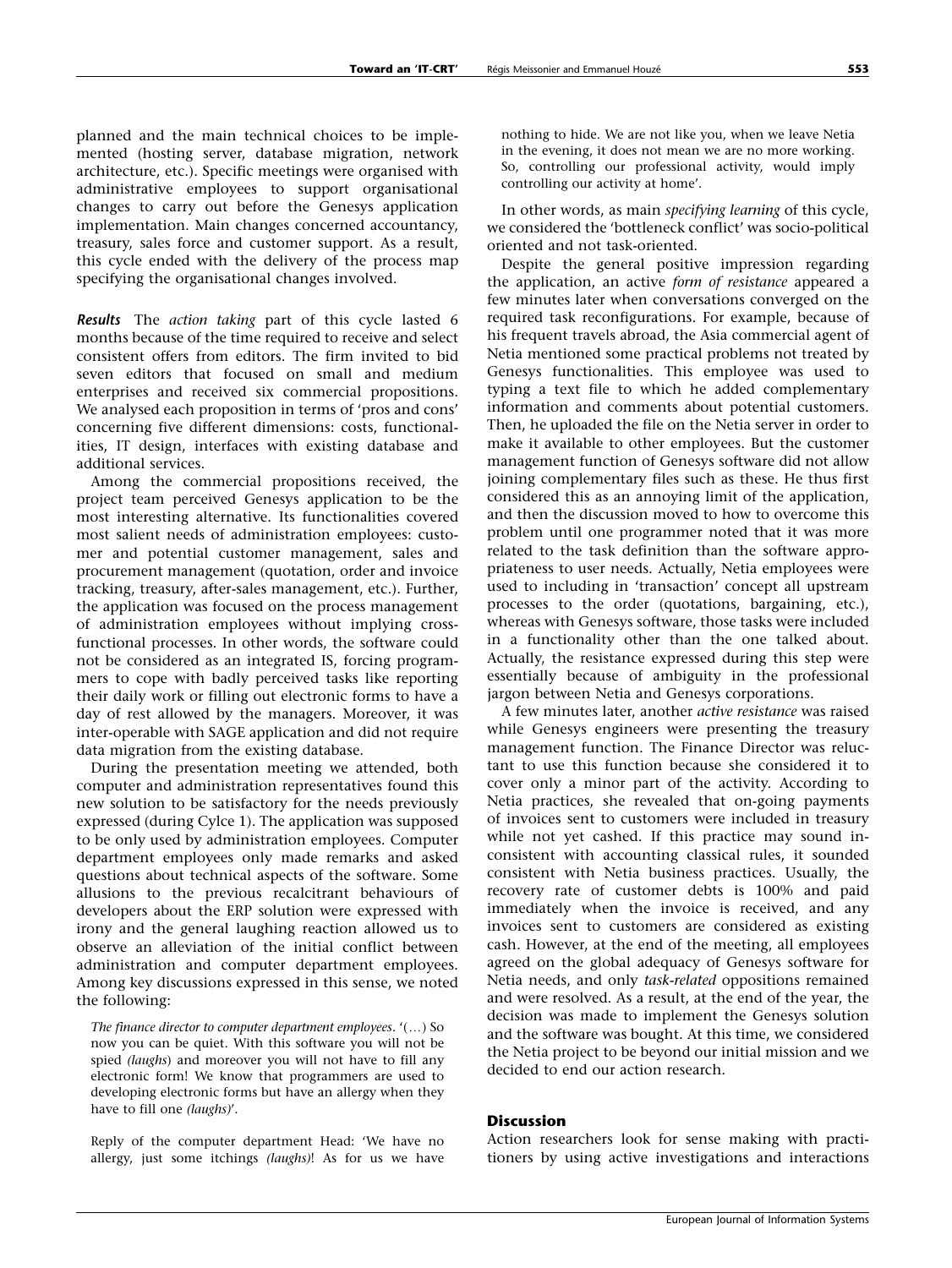planned and the main technical choices to be implemented (hosting server, database migration, network architecture, etc.). Specific meetings were organised with administrative employees to support organisational changes to carry out before the Genesys application implementation. Main changes concerned accountancy, treasury, sales force and customer support. As a result, this cycle ended with the delivery of the process map specifying the organisational changes involved.

***Results*** The *action taking* part of this cycle lasted 6 months because of the time required to receive and select consistent offers from editors. The firm invited to bid seven editors that focused on small and medium enterprises and received six commercial propositions. We analysed each proposition in terms of 'pros and cons' concerning five different dimensions: costs, functionalities, IT design, interfaces with existing database and additional services.

Among the commercial propositions received, the project team perceived Genesys application to be the most interesting alternative. Its functionalities covered most salient needs of administration employees: customer and potential customer management, sales and procurement management (quotation, order and invoice tracking, treasury, after-sales management, etc.). Further, the application was focused on the process management of administration employees without implying cross-functional processes. In other words, the software could not be considered as an integrated IS, forcing programmers to cope with badly perceived tasks like reporting their daily work or filling out electronic forms to have a day of rest allowed by the managers. Moreover, it was inter-operable with SAGE application and did not require data migration from the existing database.

During the presentation meeting we attended, both computer and administration representatives found this new solution to be satisfactory for the needs previously expressed (during Cylce 1). The application was supposed to be only used by administration employees. Computer department employees only made remarks and asked questions about technical aspects of the software. Some allusions to the previous recalcitrant behaviours of developers about the ERP solution were expressed with irony and the general laughing reaction allowed us to observe an alleviation of the initial conflict between administration and computer department employees. Among key discussions expressed in this sense, we noted the following:

*The finance director to computer department employees*. '(…) So now you can be quiet. With this software you will not be spied *(laughs)* and moreover you will not have to fill any electronic form! We know that programmers are used to developing electronic forms but have an allergy when they have to fill one *(laughs)*'.

Reply of the computer department Head: 'We have no allergy, just some itchings *(laughs)*! As for us we have nothing to hide. We are not like you, when we leave Netia in the evening, it does not mean we are no more working. So, controlling our professional activity, would imply controlling our activity at home'.

In other words, as main *specifying learning* of this cycle, we considered the 'bottleneck conflict' was socio-political oriented and not task-oriented.

Despite the general positive impression regarding the application, an active *form of resistance* appeared a few minutes later when conversations converged on the required task reconfigurations. For example, because of his frequent travels abroad, the Asia commercial agent of Netia mentioned some practical problems not treated by Genesys functionalities. This employee was used to typing a text file to which he added complementary information and comments about potential customers. Then, he uploaded the file on the Netia server in order to make it available to other employees. But the customer management function of Genesys software did not allow joining complementary files such as these. He thus first considered this as an annoying limit of the application, and then the discussion moved to how to overcome this problem until one programmer noted that it was more related to the task definition than the software appropriateness to user needs. Actually, Netia employees were used to including in 'transaction' concept all upstream processes to the order (quotations, bargaining, etc.), whereas with Genesys software, those tasks were included in a functionality other than the one talked about. Actually, the resistance expressed during this step were essentially because of ambiguity in the professional jargon between Netia and Genesys corporations.

A few minutes later, another *active resistance* was raised while Genesys engineers were presenting the treasury management function. The Finance Director was reluctant to use this function because she considered it to cover only a minor part of the activity. According to Netia practices, she revealed that on-going payments of invoices sent to customers were included in treasury while not yet cashed. If this practice may sound inconsistent with accounting classical rules, it sounded consistent with Netia business practices. Usually, the recovery rate of customer debts is 100% and paid immediately when the invoice is received, and any invoices sent to customers are considered as existing cash. However, at the end of the meeting, all employees agreed on the global adequacy of Genesys software for Netia needs, and only *task-related* oppositions remained and were resolved. As a result, at the end of the year, the decision was made to implement the Genesys solution and the software was bought. At this time, we considered the Netia project to be beyond our initial mission and we decided to end our action research.

## Discussion

Action researchers look for sense making with practitioners by using active investigations and interactions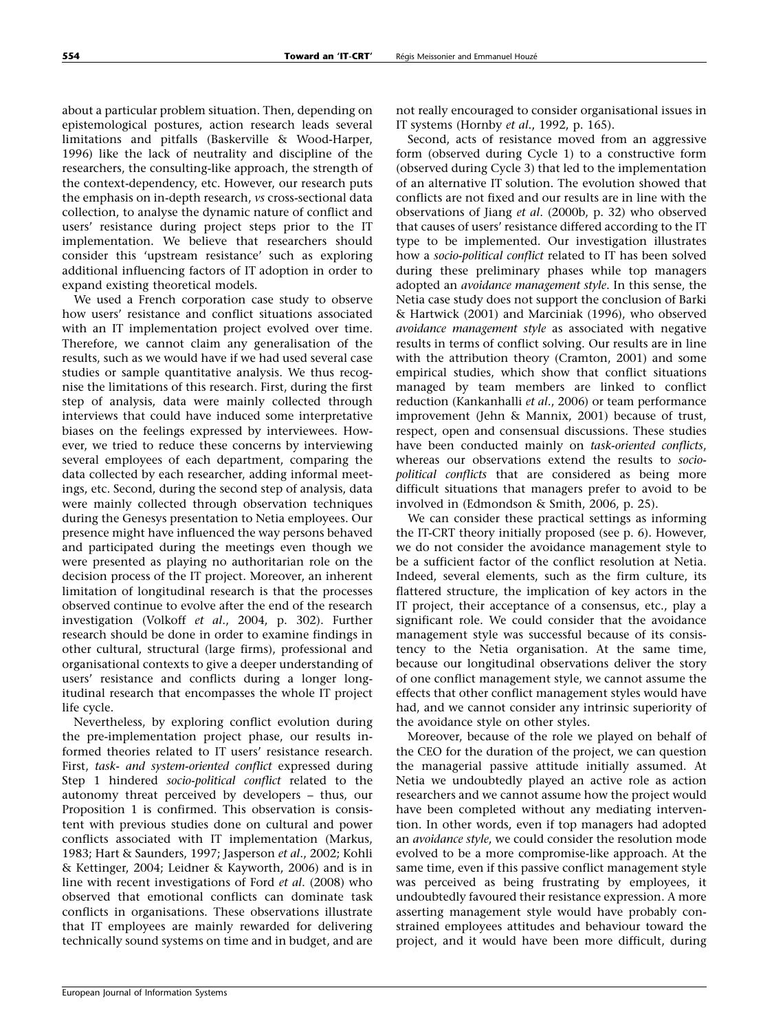about a particular problem situation. Then, depending on epistemological postures, action research leads several limitations and pitfalls (Baskerville & Wood-Harper, 1996) like the lack of neutrality and discipline of the researchers, the consulting-like approach, the strength of the context-dependency, etc. However, our research puts the emphasis on in-depth research, *vs* cross-sectional data collection, to analyse the dynamic nature of conflict and users' resistance during project steps prior to the IT implementation. We believe that researchers should consider this 'upstream resistance' such as exploring additional influencing factors of IT adoption in order to expand existing theoretical models.

We used a French corporation case study to observe how users' resistance and conflict situations associated with an IT implementation project evolved over time. Therefore, we cannot claim any generalisation of the results, such as we would have if we had used several case studies or sample quantitative analysis. We thus recognise the limitations of this research. First, during the first step of analysis, data were mainly collected through interviews that could have induced some interpretative biases on the feelings expressed by interviewees. However, we tried to reduce these concerns by interviewing several employees of each department, comparing the data collected by each researcher, adding informal meetings, etc. Second, during the second step of analysis, data were mainly collected through observation techniques during the Genesys presentation to Netia employees. Our presence might have influenced the way persons behaved and participated during the meetings even though we were presented as playing no authoritarian role on the decision process of the IT project. Moreover, an inherent limitation of longitudinal research is that the processes observed continue to evolve after the end of the research investigation (Volkoff *et al*., 2004, p. 302). Further research should be done in order to examine findings in other cultural, structural (large firms), professional and organisational contexts to give a deeper understanding of users' resistance and conflicts during a longer longitudinal research that encompasses the whole IT project life cycle.

Nevertheless, by exploring conflict evolution during the pre-implementation project phase, our results informed theories related to IT users' resistance research. First, *task- and system-oriented conflict* expressed during Step 1 hindered *socio-political conflict* related to the autonomy threat perceived by developers – thus, our Proposition 1 is confirmed. This observation is consistent with previous studies done on cultural and power conflicts associated with IT implementation (Markus, 1983; Hart & Saunders, 1997; Jasperson *et al*., 2002; Kohli & Kettinger, 2004; Leidner & Kayworth, 2006) and is in line with recent investigations of Ford *et al*. (2008) who observed that emotional conflicts can dominate task conflicts in organisations. These observations illustrate that IT employees are mainly rewarded for delivering technically sound systems on time and in budget, and are not really encouraged to consider organisational issues in IT systems (Hornby *et al*., 1992, p. 165).

Second, acts of resistance moved from an aggressive form (observed during Cycle 1) to a constructive form (observed during Cycle 3) that led to the implementation of an alternative IT solution. The evolution showed that conflicts are not fixed and our results are in line with the observations of Jiang *et al*. (2000b, p. 32) who observed that causes of users' resistance differed according to the IT type to be implemented. Our investigation illustrates how a *socio-political conflict* related to IT has been solved during these preliminary phases while top managers adopted an *avoidance management style*. In this sense, the Netia case study does not support the conclusion of Barki & Hartwick (2001) and Marciniak (1996), who observed *avoidance management style* as associated with negative results in terms of conflict solving. Our results are in line with the attribution theory (Cramton, 2001) and some empirical studies, which show that conflict situations managed by team members are linked to conflict reduction (Kankanhalli *et al*., 2006) or team performance improvement (Jehn & Mannix, 2001) because of trust, respect, open and consensual discussions. These studies have been conducted mainly on *task-oriented conflicts*, whereas our observations extend the results to *socio-political conflicts* that are considered as being more difficult situations that managers prefer to avoid to be involved in (Edmondson & Smith, 2006, p. 25).

We can consider these practical settings as informing the IT-CRT theory initially proposed (see p. 6). However, we do not consider the avoidance management style to be a sufficient factor of the conflict resolution at Netia. Indeed, several elements, such as the firm culture, its flattered structure, the implication of key actors in the IT project, their acceptance of a consensus, etc., play a significant role. We could consider that the avoidance management style was successful because of its consistency to the Netia organisation. At the same time, because our longitudinal observations deliver the story of one conflict management style, we cannot assume the effects that other conflict management styles would have had, and we cannot consider any intrinsic superiority of the avoidance style on other styles.

Moreover, because of the role we played on behalf of the CEO for the duration of the project, we can question the managerial passive attitude initially assumed. At Netia we undoubtedly played an active role as action researchers and we cannot assume how the project would have been completed without any mediating intervention. In other words, even if top managers had adopted an *avoidance style*, we could consider the resolution mode evolved to be a more compromise-like approach. At the same time, even if this passive conflict management style was perceived as being frustrating by employees, it undoubtedly favoured their resistance expression. A more asserting management style would have probably constrained employees attitudes and behaviour toward the project, and it would have been more difficult, during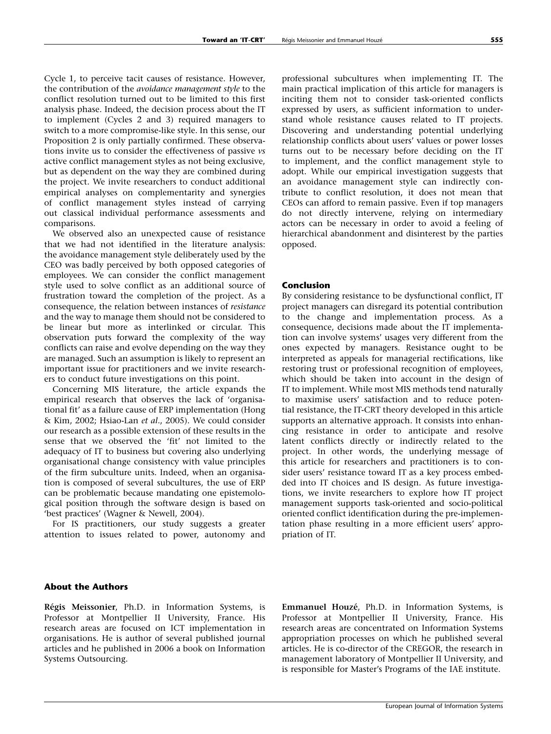Cycle 1, to perceive tacit causes of resistance. However, the contribution of the *avoidance management style* to the conflict resolution turned out to be limited to this first analysis phase. Indeed, the decision process about the IT to implement (Cycles 2 and 3) required managers to switch to a more compromise-like style. In this sense, our Proposition 2 is only partially confirmed. These observations invite us to consider the effectiveness of passive *vs* active conflict management styles as not being exclusive, but as dependent on the way they are combined during the project. We invite researchers to conduct additional empirical analyses on complementarity and synergies of conflict management styles instead of carrying out classical individual performance assessments and comparisons.

We observed also an unexpected cause of resistance that we had not identified in the literature analysis: the avoidance management style deliberately used by the CEO was badly perceived by both opposed categories of employees. We can consider the conflict management style used to solve conflict as an additional source of frustration toward the completion of the project. As a consequence, the relation between instances of *resistance* and the way to manage them should not be considered to be linear but more as interlinked or circular. This observation puts forward the complexity of the way conflicts can raise and evolve depending on the way they are managed. Such an assumption is likely to represent an important issue for practitioners and we invite researchers to conduct future investigations on this point.

Concerning MIS literature, the article expands the empirical research that observes the lack of 'organisational fit' as a failure cause of ERP implementation (Hong & Kim, 2002; Hsiao-Lan *et al*., 2005). We could consider our research as a possible extension of these results in the sense that we observed the 'fit' not limited to the adequacy of IT to business but covering also underlying organisational change consistency with value principles of the firm subculture units. Indeed, when an organisation is composed of several subcultures, the use of ERP can be problematic because mandating one epistemological position through the software design is based on 'best practices' (Wagner & Newell, 2004).

For IS practitioners, our study suggests a greater attention to issues related to power, autonomy and professional subcultures when implementing IT. The main practical implication of this article for managers is inciting them not to consider task-oriented conflicts expressed by users, as sufficient information to understand whole resistance causes related to IT projects. Discovering and understanding potential underlying relationship conflicts about users' values or power losses turns out to be necessary before deciding on the IT to implement, and the conflict management style to adopt. While our empirical investigation suggests that an avoidance management style can indirectly contribute to conflict resolution, it does not mean that CEOs can afford to remain passive. Even if top managers do not directly intervene, relying on intermediary actors can be necessary in order to avoid a feeling of hierarchical abandonment and disinterest by the parties opposed.

## Conclusion

By considering resistance to be dysfunctional conflict, IT project managers can disregard its potential contribution to the change and implementation process. As a consequence, decisions made about the IT implementation can involve systems' usages very different from the ones expected by managers. Resistance ought to be interpreted as appeals for managerial rectifications, like restoring trust or professional recognition of employees, which should be taken into account in the design of IT to implement. While most MIS methods tend naturally to maximise users' satisfaction and to reduce potential resistance, the IT-CRT theory developed in this article supports an alternative approach. It consists into enhancing resistance in order to anticipate and resolve latent conflicts directly or indirectly related to the project. In other words, the underlying message of this article for researchers and practitioners is to consider users' resistance toward IT as a key process embedded into IT choices and IS design. As future investigations, we invite researchers to explore how IT project management supports task-oriented and socio-political oriented conflict identification during the pre-implementation phase resulting in a more efficient users' appropriation of IT.

## About the Authors

**Régis Meissonier**, Ph.D. in Information Systems, is Professor at Montpellier II University, France. His research areas are focused on ICT implementation in organisations. He is author of several published journal articles and he published in 2006 a book on Information Systems Outsourcing.

**Emmanuel Houzé**, Ph.D. in Information Systems, is Professor at Montpellier II University, France. His research areas are concentrated on Information Systems appropriation processes on which he published several articles. He is co-director of the CREGOR, the research in management laboratory of Montpellier II University, and is responsible for Master's Programs of the IAE institute.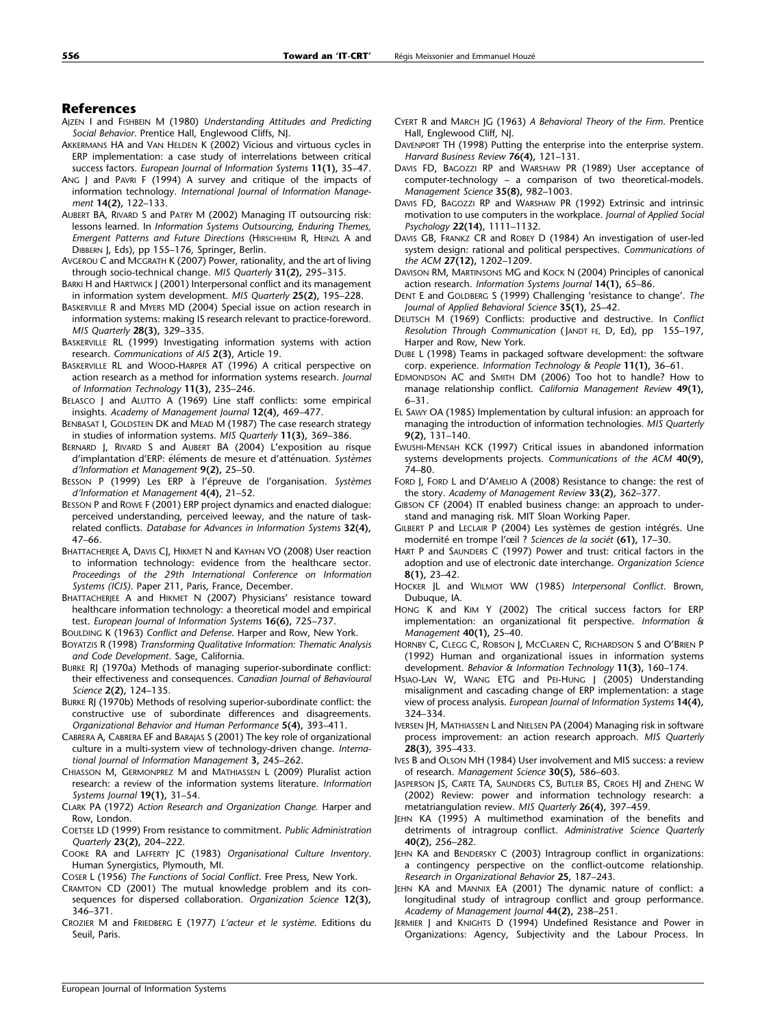## References

AJZEN I and FISHBEIN M (1980) *Understanding Attitudes and Predicting Social Behavior*. Prentice Hall, Englewood Cliffs, NJ.

AKKERMANS HA and VAN HELDEN K (2002) Vicious and virtuous cycles in ERP implementation: a case study of interrelations between critical success factors. *European Journal of Information Systems* **11(1),** 35–47.

ANG J and PAVRI F (1994) A survey and critique of the impacts of information technology. *International Journal of Information Management* **14(2),** 122–133.

AUBERT BA, RIVARD S and PATRY M (2002) Managing IT outsourcing risk: lessons learned. In *Information Systems Outsourcing, Enduring Themes, Emergent Patterns and Future Directions* (HIRSCHHEIM R, HEINZL A and DIBBERN J, Eds), pp 155–176, Springer, Berlin.

AVGEROU C and MCGRATH K (2007) Power, rationality, and the art of living through socio-technical change. *MIS Quarterly* **31(2),** 295–315.

BARKI H and HARTWICK J (2001) Interpersonal conflict and its management in information system development. *MIS Quarterly* **25(2),** 195–228.

BASKERVILLE R and MYERS MD (2004) Special issue on action research in information systems: making IS research relevant to practice-foreword. *MIS Quarterly* **28(3),** 329–335.

BASKERVILLE RL (1999) Investigating information systems with action research. *Communications of AIS* **2(3)**, Article 19.

BASKERVILLE RL and WOOD-HARPER AT (1996) A critical perspective on action research as a method for information systems research. *Journal of Information Technology* **11(3),** 235–246.

BELASCO J and ALUTTO A (1969) Line staff conflicts: some empirical insights. *Academy of Management Journal* **12(4),** 469–477.

BENBASAT I, GOLDSTEIN DK and MEAD M (1987) The case research strategy in studies of information systems. *MIS Quarterly* **11(3),** 369–386.

BERNARD J, RIVARD S and AUBERT BA (2004) L'exposition au risque d'implantation d'ERP: éléments de mesure et d'atténuation. *Systèmes d'Information et Management* **9(2),** 25–50.

BESSON P (1999) Les ERP à l'épreuve de l'organisation. *Systèmes d'Information et Management* **4(4),** 21–52.

BESSON P and ROWE F (2001) ERP project dynamics and enacted dialogue: perceived understanding, perceived leeway, and the nature of task-related conflicts. *Database for Advances in Information Systems* **32(4),** 47–66.

BHATTACHERJEE A, DAVIS CJ, HIKMET N and KAYHAN VO (2008) User reaction to information technology: evidence from the healthcare sector. *Proceedings of the 29th International Conference on Information Systems (ICIS)*. Paper 211, Paris, France, December.

BHATTACHERJEE A and HIKMET N (2007) Physicians' resistance toward healthcare information technology: a theoretical model and empirical test. *European Journal of Information Systems* **16(6),** 725–737.

BOULDING K (1963) *Conflict and Defense*. Harper and Row, New York.

BOYATZIS R (1998) *Transforming Qualitative Information: Thematic Analysis and Code Development*. Sage, California.

BURKE RJ (1970a) Methods of managing superior-subordinate conflict: their effectiveness and consequences. *Canadian Journal of Behavioural Science* **2(2),** 124–135.

BURKE RJ (1970b) Methods of resolving superior-subordinate conflict: the constructive use of subordinate differences and disagreements. *Organizational Behavior and Human Performance* **5(4),** 393–411.

CABRERA A, CABRERA EF and BARAJAS S (2001) The key role of organizational culture in a multi-system view of technology-driven change. *International Journal of Information Management* **3,** 245–262.

CHIASSON M, GERMONPREZ M and MATHIASSEN L (2009) Pluralist action research: a review of the information systems literature. *Information Systems Journal* **19(1),** 31–54.

CLARK PA (1972) *Action Research and Organization Change*. Harper and Row, London.

COETSEE LD (1999) From resistance to commitment. *Public Administration Quarterly* **23(2),** 204–222.

COOKE RA and LAFFERTY JC (1983) *Organisational Culture Inventory*. Human Synergistics, Plymouth, MI.

COSER L (1956) *The Functions of Social Conflict*. Free Press, New York.

CRAMTON CD (2001) The mutual knowledge problem and its consequences for dispersed collaboration. *Organization Science* **12(3),** 346–371.

CROZIER M and FRIEDBERG E (1977) *L'acteur et le système*. Editions du Seuil, Paris.

CYERT R and MARCH JG (1963) *A Behavioral Theory of the Firm*. Prentice Hall, Englewood Cliff, NJ.

DAVENPORT TH (1998) Putting the enterprise into the enterprise system. *Harvard Business Review* **76(4),** 121–131.

DAVIS FD, BAGOZZI RP and WARSHAW PR (1989) User acceptance of computer-technology – a comparison of two theoretical-models. *Management Science* **35(8),** 982–1003.

DAVIS FD, BAGOZZI RP and WARSHAW PR (1992) Extrinsic and intrinsic motivation to use computers in the workplace. *Journal of Applied Social Psychology* **22(14),** 1111–1132.

DAVIS GB, FRANKZ CR and ROBEY D (1984) An investigation of user-led system design: rational and political perspectives. *Communications of the ACM* **27(12),** 1202–1209.

DAVISON RM, MARTINSONS MG and KOCK N (2004) Principles of canonical action research. *Information Systems Journal* **14(1),** 65–86.

DENT E and GOLDBERG S (1999) Challenging 'resistance to change'. *The Journal of Applied Behavioral Science* **35(1),** 25–42.

DEUTSCH M (1969) Conflicts: productive and destructive. In *Conflict Resolution Through Communication* (JANDT FE, D, Ed), pp 155–197, Harper and Row, New York.

DUBE L (1998) Teams in packaged software development: the software corp. experience. *Information Technology & People* **11(1),** 36–61.

EDMONDSON AC and SMITH DM (2006) Too hot to handle? How to manage relationship conflict. *California Management Review* **49(1),** 6–31.

EL SAWY OA (1985) Implementation by cultural infusion: an approach for managing the introduction of information technologies. *MIS Quarterly* **9(2),** 131–140.

EWUSHI-MENSAH KCK (1997) Critical issues in abandoned information systems developments projects. *Communications of the ACM* **40(9),** 74–80.

FORD J, FORD L and D'AMELIO A (2008) Resistance to change: the rest of the story. *Academy of Management Review* **33(2),** 362–377.

GIBSON CF (2004) IT enabled business change: an approach to understand and managing risk. MIT Sloan Working Paper.

GILBERT P and LECLAIR P (2004) Les systèmes de gestion intégrés. Une modernité en trompe l'œil ? *Sciences de la societ* **(61),** 17–30.

HART P and SAUNDERS C (1997) Power and trust: critical factors in the adoption and use of electronic date interchange. *Organization Science* **8(1),** 23–42.

HOCKER JL and WILMOT WW (1985) *Interpersonal Conflict*. Brown, Dubuque, IA.

HONG K and KIM Y (2002) The critical success factors for ERP implementation: an organizational fit perspective. *Information & Management* **40(1),** 25–40.

HORNBY C, CLEGG C, ROBSON J, MCCLAREN C, RICHARDSON S and O'BRIEN P (1992) Human and organizational issues in information systems development. *Behavior & Information Technology* **11(3),** 160–174.

HSIAO-LAN W, WANG ETG and PEI-HUNG J (2005) Understanding misalignment and cascading change of ERP implementation: a stage view of process analysis. *European Journal of Information Systems* **14(4),** 324–334.

IVERSEN JH, MATHIASSEN L and NIELSEN PA (2004) Managing risk in software process improvement: an action research approach. *MIS Quarterly* **28(3),** 395–433.

IVES B and OLSON MH (1984) User involvement and MIS success: a review of research. *Management Science* **30(5),** 586–603.

JASPERSON JS, CARTE TA, SAUNDERS CS, BUTLER BS, CROES HJ and ZHENG W (2002) Review: power and information technology research: a metatriangulation review. *MIS Quarterly* **26(4),** 397–459.

JEHN KA (1995) A multimethod examination of the benefits and detriments of intragroup conflict. *Administrative Science Quarterly* **40(2),** 256–282.

JEHN KA and BENDERSKY C (2003) Intragroup conflict in organizations: a contingency perspective on the conflict-outcome relationship. *Research in Organizational Behavior* **25,** 187–243.

JEHN KA and MANNIX EA (2001) The dynamic nature of conflict: a longitudinal study of intragroup conflict and group performance. *Academy of Management Journal* **44(2),** 238–251.

JERMIER J and KNIGHTS D (1994) Undefined Resistance and Power in Organizations: Agency, Subjectivity and the Labour Process. In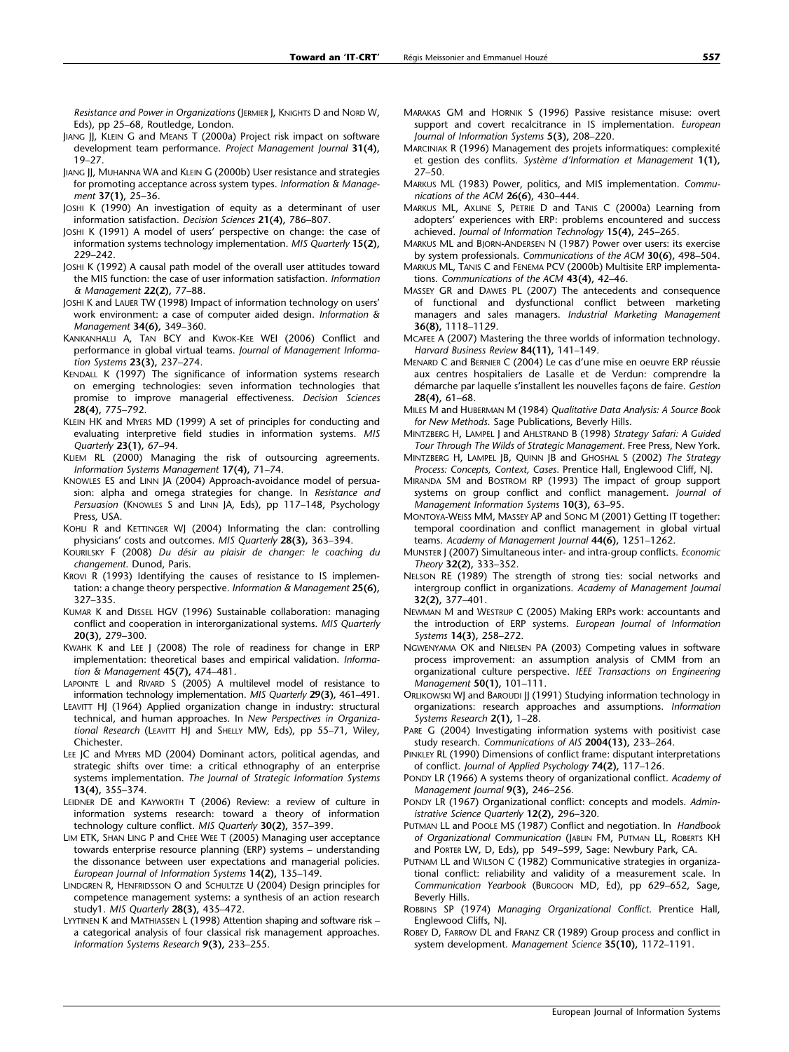*Resistance and Power in Organizations* (Jermier J, Knights D and Nord W, Eds), pp 25–68, Routledge, London.

Jiang JJ, Klein G and Means T (2000a) Project risk impact on software development team performance. *Project Management Journal* **31(4),** 19–27.

Jiang JJ, Muhanna WA and Klein G (2000b) User resistance and strategies for promoting acceptance across system types. *Information & Management* **37(1),** 25–36.

Joshi K (1990) An investigation of equity as a determinant of user information satisfaction. *Decision Sciences* **21(4),** 786–807.

Joshi K (1991) A model of users' perspective on change: the case of information systems technology implementation. *MIS Quarterly* **15(2),** 229–242.

Joshi K (1992) A causal path model of the overall user attitudes toward the MIS function: the case of user information satisfaction. *Information & Management* **22(2),** 77–88.

Joshi K and Lauer TW (1998) Impact of information technology on users' work environment: a case of computer aided design. *Information & Management* **34(6),** 349–360.

Kankanhalli A, Tan BCY and Kwok-Kee Wei (2006) Conflict and performance in global virtual teams. *Journal of Management Information Systems* **23(3),** 237–274.

Kendall K (1997) The significance of information systems research on emerging technologies: seven information technologies that promise to improve managerial effectiveness. *Decision Sciences* **28(4),** 775–792.

Klein HK and Myers MD (1999) A set of principles for conducting and evaluating interpretive field studies in information systems. *MIS Quarterly* **23(1),** 67–94.

Kliem RL (2000) Managing the risk of outsourcing agreements. *Information Systems Management* **17(4),** 71–74.

Knowles ES and Linn JA (2004) Approach-avoidance model of persuasion: alpha and omega strategies for change. In *Resistance and Persuasion* (Knowles S and Linn JA, Eds), pp 117–148, Psychology Press, USA.

Kohli R and Kettinger WJ (2004) Informating the clan: controlling physicians' costs and outcomes. *MIS Quarterly* **28(3),** 363–394.

Kourilsky F (2008) *Du désir au plaisir de changer: le coaching du changement.* Dunod, Paris.

Krovi R (1993) Identifying the causes of resistance to IS implementation: a change theory perspective. *Information & Management* **25(6),** 327–335.

Kumar K and Dissel HGV (1996) Sustainable collaboration: managing conflict and cooperation in interorganizational systems. *MIS Quarterly* **20(3),** 279–300.

Kwahk K and Lee J (2008) The role of readiness for change in ERP implementation: theoretical bases and empirical validation. *Information & Management* **45(7),** 474–481.

Lapointe L and Rivard S (2005) A multilevel model of resistance to information technology implementation. *MIS Quarterly* **29(3),** 461–491.

Leavitt HJ (1964) Applied organization change in industry: structural technical, and human approaches. In *New Perspectives in Organizational Research* (Leavitt HJ and Shelly MW, Eds), pp 55–71, Wiley, Chichester.

Lee JC and Myers MD (2004) Dominant actors, political agendas, and strategic shifts over time: a critical ethnography of an enterprise systems implementation. *The Journal of Strategic Information Systems* **13(4),** 355–374.

Leidner DE and Kayworth T (2006) Review: a review of culture in information systems research: toward a theory of information technology culture conflict. *MIS Quarterly* **30(2),** 357–399.

Lim ETK, Shan Ling P and Chee Wee T (2005) Managing user acceptance towards enterprise resource planning (ERP) systems – understanding the dissonance between user expectations and managerial policies. *European Journal of Information Systems* **14(2),** 135–149.

Lindgren R, Henfridsson O and Schultze U (2004) Design principles for competence management systems: a synthesis of an action research study1. *MIS Quarterly* **28(3),** 435–472.

Lyytinen K and Mathiassen L (1998) Attention shaping and software risk – a categorical analysis of four classical risk management approaches. *Information Systems Research* **9(3),** 233–255.

Marakas GM and Hornik S (1996) Passive resistance misuse: overt support and covert recalcitrance in IS implementation. *European Journal of Information Systems* **5(3),** 208–220.

Marciniak R (1996) Management des projets informatiques: complexité et gestion des conflits. *Système d'Information et Management* **1(1),** 27–50.

Markus ML (1983) Power, politics, and MIS implementation. *Communications of the ACM* **26(6),** 430–444.

Markus ML, Axline S, Petrie D and Tanis C (2000a) Learning from adopters' experiences with ERP: problems encountered and success achieved. *Journal of Information Technology* **15(4),** 245–265.

Markus ML and Bjorn-Andersen N (1987) Power over users: its exercise by system professionals. *Communications of the ACM* **30(6),** 498–504.

Markus ML, Tanis C and Fenema PCV (2000b) Multisite ERP implementations. *Communications of the ACM* **43(4),** 42–46.

Massey GR and Dawes PL (2007) The antecedents and consequence of functional and dysfunctional conflict between marketing managers and sales managers. *Industrial Marketing Management* **36(8),** 1118–1129.

Mcafee A (2007) Mastering the three worlds of information technology. *Harvard Business Review* **84(11),** 141–149.

Menard C and Bernier C (2004) Le cas d'une mise en oeuvre ERP réussie aux centres hospitaliers de Lasalle et de Verdun: comprendre la démarche par laquelle s'installent les nouvelles façons de faire. *Gestion* **28(4),** 61–68.

Miles M and Huberman M (1984) *Qualitative Data Analysis: A Source Book for New Methods.* Sage Publications, Beverly Hills.

Mintzberg H, Lampel J and Ahlstrand B (1998) *Strategy Safari: A Guided Tour Through The Wilds of Strategic Management.* Free Press, New York.

Mintzberg H, Lampel JB, Quinn JB and Ghoshal S (2002) *The Strategy Process: Concepts, Context, Cases.* Prentice Hall, Englewood Cliff, NJ.

Miranda SM and Bostrom RP (1993) The impact of group support systems on group conflict and conflict management. *Journal of Management Information Systems* **10(3),** 63–95.

Montoya-Weiss MM, Massey AP and Song M (2001) Getting IT together: temporal coordination and conflict management in global virtual teams. *Academy of Management Journal* **44(6),** 1251–1262.

Munster J (2007) Simultaneous inter- and intra-group conflicts. *Economic Theory* **32(2),** 333–352.

Nelson RE (1989) The strength of strong ties: social networks and intergroup conflict in organizations. *Academy of Management Journal* **32(2),** 377–401.

Newman M and Westrup C (2005) Making ERPs work: accountants and the introduction of ERP systems. *European Journal of Information Systems* **14(3),** 258–272.

Ngwenyama OK and Nielsen PA (2003) Competing values in software process improvement: an assumption analysis of CMM from an organizational culture perspective. *IEEE Transactions on Engineering Management* **50(1),** 101–111.

Orlikowski WJ and Baroudi JJ (1991) Studying information technology in organizations: research approaches and assumptions. *Information Systems Research* **2(1),** 1–28.

Pare G (2004) Investigating information systems with positivist case study research. *Communications of AIS* **2004(13),** 233–264.

Pinkley RL (1990) Dimensions of conflict frame: disputant interpretations of conflict. *Journal of Applied Psychology* **74(2),** 117–126.

Pondy LR (1966) A systems theory of organizational conflict. *Academy of Management Journal* **9(3),** 246–256.

Pondy LR (1967) Organizational conflict: concepts and models. *Administrative Science Quarterly* **12(2),** 296–320.

Putnam LL and Poole MS (1987) Conflict and negotiation. In *Handbook of Organizational Communication* (Jablin FM, Putnam LL, Roberts KH and Porter LW, D, Eds), pp 549–599, Sage: Newbury Park, CA.

Putnam LL and Wilson C (1982) Communicative strategies in organizational conflict: reliability and validity of a measurement scale. In *Communication Yearbook* (Burgoon MD, Ed), pp 629–652, Sage, Beverly Hills.

Robbins SP (1974) *Managing Organizational Conflict.* Prentice Hall, Englewood Cliffs, NJ.

Robey D, Farrow DL and Franz CR (1989) Group process and conflict in system development. *Management Science* **35(10),** 1172–1191.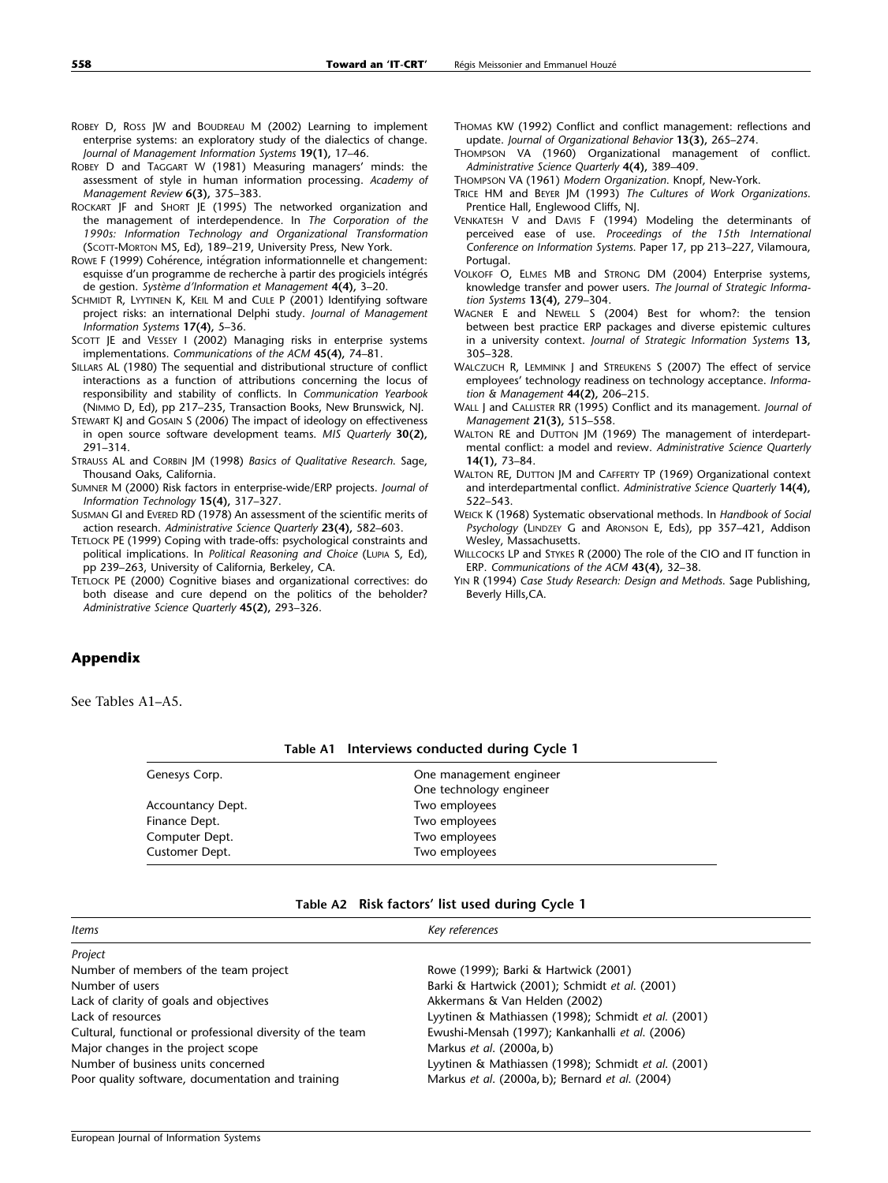Robey D, Ross JW and Boudreau M (2002) Learning to implement enterprise systems: an exploratory study of the dialectics of change. *Journal of Management Information Systems* **19(1)**, 17–46.

Robey D and Taggart W (1981) Measuring managers' minds: the assessment of style in human information processing. *Academy of Management Review* **6(3)**, 375–383.

Rockart JF and Short JE (1995) The networked organization and the management of interdependence. In *The Corporation of the 1990s: Information Technology and Organizational Transformation* (Scott-Morton MS, Ed), 189–219, University Press, New York.

Rowe F (1999) Cohérence, intégration informationnelle et changement: esquisse d'un programme de recherche à partir des progiciels intégrés de gestion. *Système d'Information et Management* **4(4)**, 3–20.

Schmidt R, Lyytinen K, Keil M and Cule P (2001) Identifying software project risks: an international Delphi study. *Journal of Management Information Systems* **17(4)**, 5–36.

Scott JE and Vessey I (2002) Managing risks in enterprise systems implementations. *Communications of the ACM* **45(4)**, 74–81.

Sillars AL (1980) The sequential and distributional structure of conflict interactions as a function of attributions concerning the locus of responsibility and stability of conflicts. In *Communication Yearbook* (Nimmo D, Ed), pp 217–235, Transaction Books, New Brunswick, NJ.

Stewart KJ and Gosain S (2006) The impact of ideology on effectiveness in open source software development teams. *MIS Quarterly* **30(2)**, 291–314.

Strauss AL and Corbin JM (1998) *Basics of Qualitative Research*. Sage, Thousand Oaks, California.

Sumner M (2000) Risk factors in enterprise-wide/ERP projects. *Journal of Information Technology* **15(4)**, 317–327.

Susman GI and Evered RD (1978) An assessment of the scientific merits of action research. *Administrative Science Quarterly* **23(4)**, 582–603.

Tetlock PE (1999) Coping with trade-offs: psychological constraints and political implications. In *Political Reasoning and Choice* (Lupia S, Ed), pp 239–263, University of California, Berkeley, CA.

Tetlock PE (2000) Cognitive biases and organizational correctives: do both disease and cure depend on the politics of the beholder? *Administrative Science Quarterly* **45(2)**, 293–326.

Thomas KW (1992) Conflict and conflict management: reflections and update. *Journal of Organizational Behavior* **13(3)**, 265–274.

Thompson VA (1960) Organizational management of conflict. *Administrative Science Quarterly* **4(4)**, 389–409.

Thompson VA (1961) *Modern Organization*. Knopf, New-York.

Trice HM and Beyer JM (1993) *The Cultures of Work Organizations*. Prentice Hall, Englewood Cliffs, NJ.

Venkatesh V and Davis F (1994) Modeling the determinants of perceived ease of use. *Proceedings of the 15th International Conference on Information Systems*. Paper 17, pp 213–227, Vilamoura, Portugal.

Volkoff O, Elmes MB and Strong DM (2004) Enterprise systems, knowledge transfer and power users. *The Journal of Strategic Information Systems* **13(4)**, 279–304.

Wagner E and Newell S (2004) Best for whom?: the tension between best practice ERP packages and diverse epistemic cultures in a university context. *Journal of Strategic Information Systems* **13**, 305–328.

Walczuch R, Lemmink J and Streukens S (2007) The effect of service employees' technology readiness on technology acceptance. *Information & Management* **44(2)**, 206–215.

Wall J and Callister RR (1995) Conflict and its management. *Journal of Management* **21(3)**, 515–558.

Walton RE and Dutton JM (1969) The management of interdepartmental conflict: a model and review. *Administrative Science Quarterly* **14(1)**, 73–84.

Walton RE, Dutton JM and Cafferty TP (1969) Organizational context and interdepartmental conflict. *Administrative Science Quarterly* **14(4)**, 522–543.

Weick K (1968) Systematic observational methods. In *Handbook of Social Psychology* (Lindzey G and Aronson E, Eds), pp 357–421, Addison Wesley, Massachusetts.

Willcocks LP and Stykes R (2000) The role of the CIO and IT function in ERP. *Communications of the ACM* **43(4)**, 32–38.

Yin R (1994) *Case Study Research: Design and Methods*. Sage Publishing, Beverly Hills,CA.

## Appendix

See Tables A1–A5.

**Table A1** Interviews conducted during Cycle 1

| | |
|---|---|
| Genesys Corp. | One management engineer |
| | One technology engineer |
| Accountancy Dept. | Two employees |
| Finance Dept. | Two employees |
| Computer Dept. | Two employees |
| Customer Dept. | Two employees |

**Table A2** Risk factors' list used during Cycle 1

| *Items* | *Key references* |
|---|---|
| *Project* | |
| Number of members of the team project | Rowe (1999); Barki & Hartwick (2001) |
| Number of users | Barki & Hartwick (2001); Schmidt *et al.* (2001) |
| Lack of clarity of goals and objectives | Akkermans & Van Helden (2002) |
| Lack of resources | Lyytinen & Mathiassen (1998); Schmidt *et al.* (2001) |
| Cultural, functional or professional diversity of the team | Ewushi-Mensah (1997); Kankanhalli *et al.* (2006) |
| Major changes in the project scope | Markus *et al.* (2000a, b) |
| Number of business units concerned | Lyytinen & Mathiassen (1998); Schmidt *et al.* (2001) |
| Poor quality software, documentation and training | Markus *et al.* (2000a, b); Bernard *et al.* (2004) |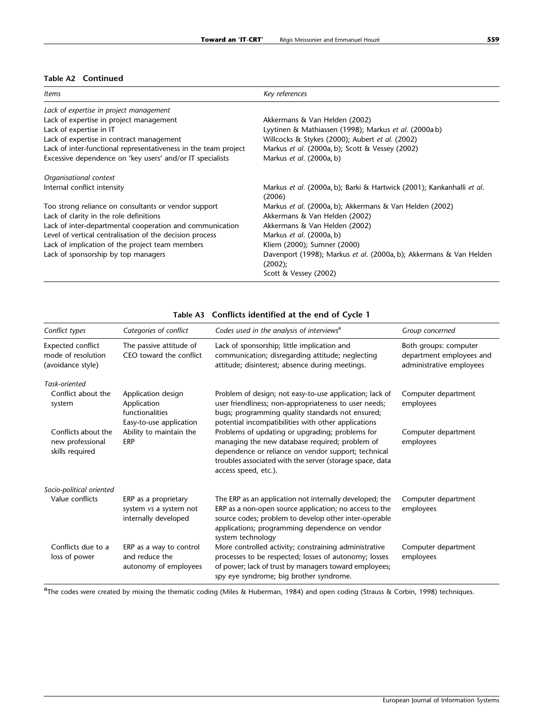**Table A2 Continued**

| *Items* | *Key references* |
|---|---|
| *Lack of expertise in project management* | |
| Lack of expertise in project management | Akkermans & Van Helden (2002) |
| Lack of expertise in IT | Lyytinen & Mathiassen (1998); Markus *et al.* (2000a b) |
| Lack of expertise in contract management | Willcocks & Stykes (2000); Aubert *et al.* (2002) |
| Lack of inter-functional representativeness in the team project | Markus *et al.* (2000a, b); Scott & Vessey (2002) |
| Excessive dependence on 'key users' and/or IT specialists | Markus *et al.* (2000a, b) |
| *Organisational context* | |
| Internal conflict intensity | Markus *et al.* (2000a, b); Barki & Hartwick (2001); Kankanhalli *et al.* (2006) |
| Too strong reliance on consultants or vendor support | Markus *et al.* (2000a, b); Akkermans & Van Helden (2002) |
| Lack of clarity in the role definitions | Akkermans & Van Helden (2002) |
| Lack of inter-departmental cooperation and communication | Akkermans & Van Helden (2002) |
| Level of vertical centralisation of the decision process | Markus *et al.* (2000a, b) |
| Lack of implication of the project team members | Kliem (2000); Sumner (2000) |
| Lack of sponsorship by top managers | Davenport (1998); Markus *et al.* (2000a, b); Akkermans & Van Helden (2002); Scott & Vessey (2002) |

**Table A3 Conflicts identified at the end of Cycle 1**

| *Conflict types* | *Categories of conflict* | *Codes used in the analysis of interviews*[a] | *Group concerned* |
|---|---|---|---|
| Expected conflict mode of resolution (avoidance style) | The passive attitude of CEO toward the conflict | Lack of sponsorship; little implication and communication; disregarding attitude; neglecting attitude; disinterest; absence during meetings. | Both groups: computer department employees and administrative employees |
| *Task-oriented* | | | |
| Conflict about the system | Application design Application functionalities Easy-to-use application | Problem of design; not easy-to-use application; lack of user friendliness; non-appropriateness to user needs; bugs; programming quality standards not ensured; potential incompatibilities with other applications | Computer department employees |
| Conflicts about the new professional skills required | Ability to maintain the ERP | Problems of updating or upgrading; problems for managing the new database required; problem of dependence or reliance on vendor support; technical troubles associated with the server (storage space, data access speed, etc.). | Computer department employees |
| *Socio-political oriented* | | | |
| Value conflicts | ERP as a proprietary system *vs* a system not internally developed | The ERP as an application not internally developed; the ERP as a non-open source application; no access to the source codes; problem to develop other inter-operable applications; programming dependence on vendor system technology | Computer department employees |
| Conflicts due to a loss of power | ERP as a way to control and reduce the autonomy of employees | More controlled activity; constraining administrative processes to be respected; losses of autonomy; losses of power; lack of trust by managers toward employees; spy eye syndrome; big brother syndrome. | Computer department employees |

[a]The codes were created by mixing the thematic coding (Miles & Huberman, 1984) and open coding (Strauss & Corbin, 1998) techniques.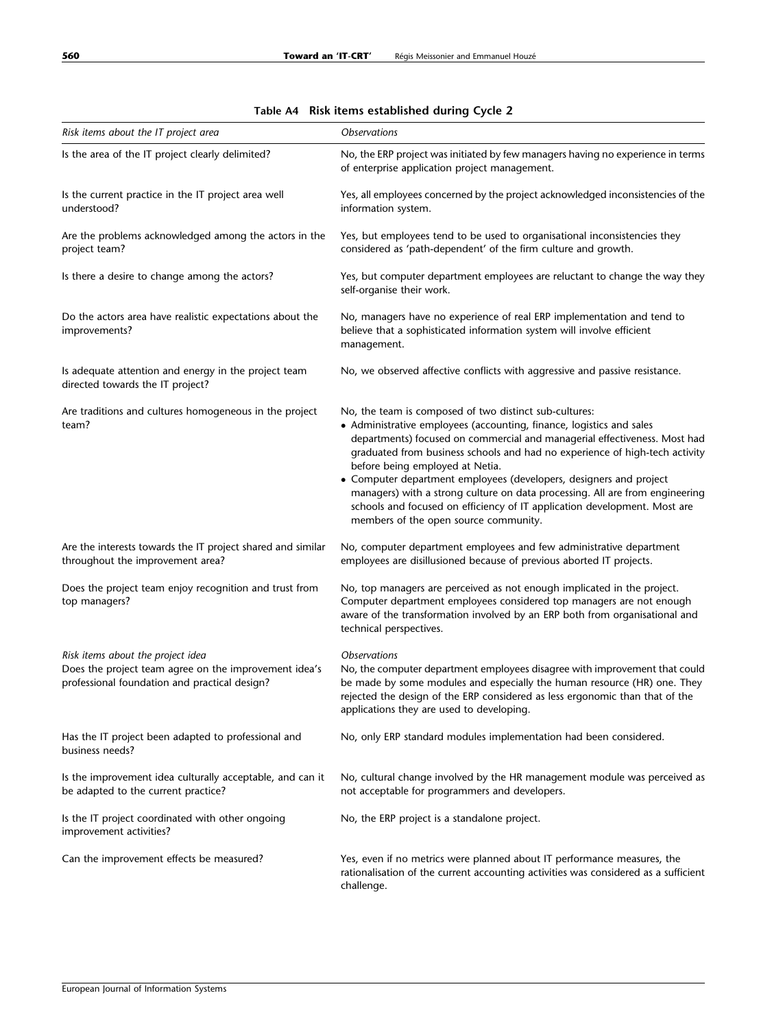**Table A4 Risk items established during Cycle 2**

| *Risk items about the IT project area* | *Observations* |
|---|---|
| Is the area of the IT project clearly delimited? | No, the ERP project was initiated by few managers having no experience in terms of enterprise application project management. |
| Is the current practice in the IT project area well understood? | Yes, all employees concerned by the project acknowledged inconsistencies of the information system. |
| Are the problems acknowledged among the actors in the project team? | Yes, but employees tend to be used to organisational inconsistencies they considered as 'path-dependent' of the firm culture and growth. |
| Is there a desire to change among the actors? | Yes, but computer department employees are reluctant to change the way they self-organise their work. |
| Do the actors area have realistic expectations about the improvements? | No, managers have no experience of real ERP implementation and tend to believe that a sophisticated information system will involve efficient management. |
| Is adequate attention and energy in the project team directed towards the IT project? | No, we observed affective conflicts with aggressive and passive resistance. |
| Are traditions and cultures homogeneous in the project team? | No, the team is composed of two distinct sub-cultures: • Administrative employees (accounting, finance, logistics and sales departments) focused on commercial and managerial effectiveness. Most had graduated from business schools and had no experience of high-tech activity before being employed at Netia. • Computer department employees (developers, designers and project managers) with a strong culture on data processing. All are from engineering schools and focused on efficiency of IT application development. Most are members of the open source community. |
| Are the interests towards the IT project shared and similar throughout the improvement area? | No, computer department employees and few administrative department employees are disillusioned because of previous aborted IT projects. |
| Does the project team enjoy recognition and trust from top managers? | No, top managers are perceived as not enough implicated in the project. Computer department employees considered top managers are not enough aware of the transformation involved by an ERP both from organisational and technical perspectives. |
| *Risk items about the project idea* | *Observations* |
| Does the project team agree on the improvement idea's professional foundation and practical design? | No, the computer department employees disagree with improvement that could be made by some modules and especially the human resource (HR) one. They rejected the design of the ERP considered as less ergonomic than that of the applications they are used to developing. |
| Has the IT project been adapted to professional and business needs? | No, only ERP standard modules implementation had been considered. |
| Is the improvement idea culturally acceptable, and can it be adapted to the current practice? | No, cultural change involved by the HR management module was perceived as not acceptable for programmers and developers. |
| Is the IT project coordinated with other ongoing improvement activities? | No, the ERP project is a standalone project. |
| Can the improvement effects be measured? | Yes, even if no metrics were planned about IT performance measures, the rationalisation of the current accounting activities was considered as a sufficient challenge. |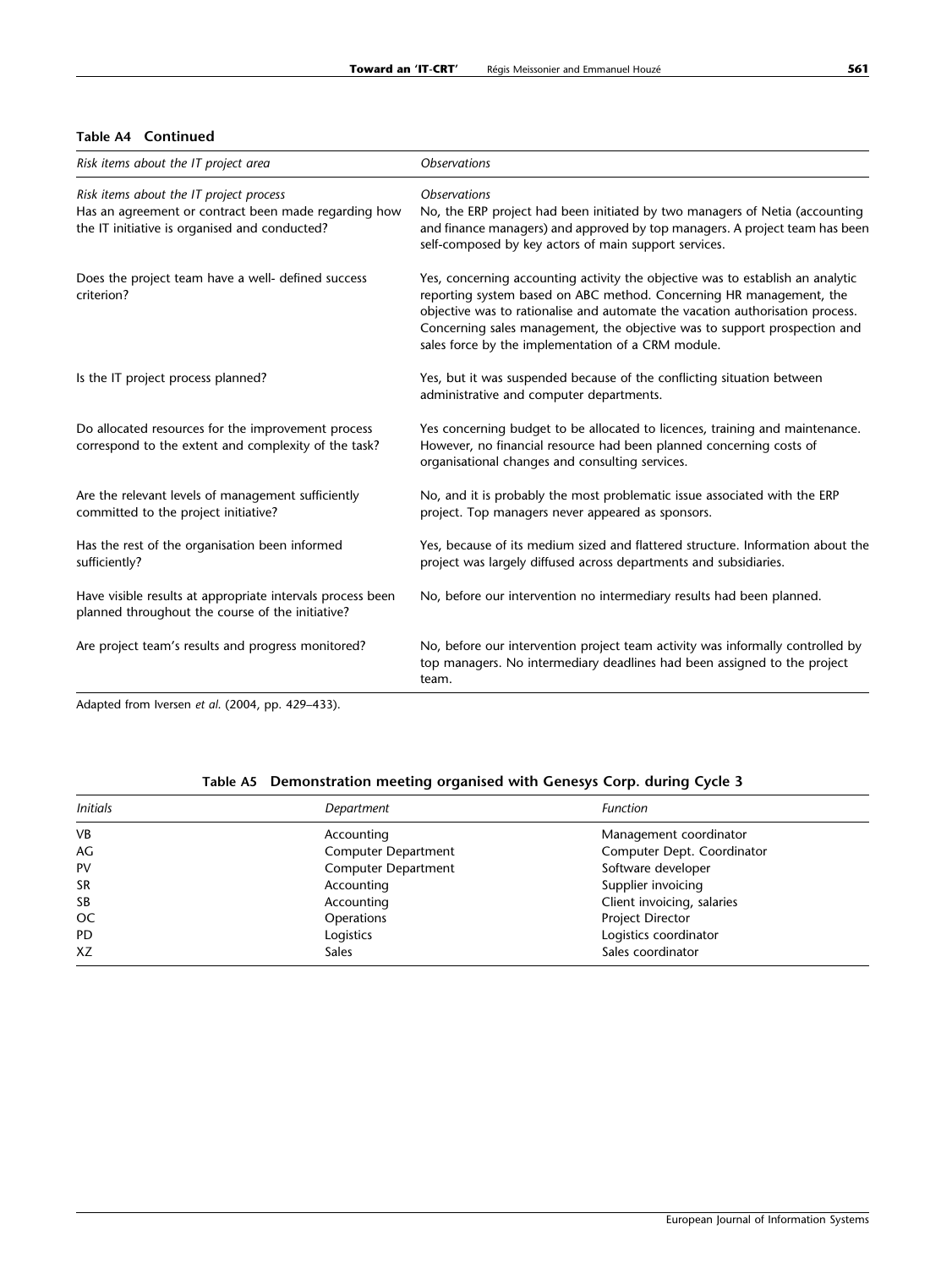**Table A4 Continued**

| *Risk items about the IT project area* | *Observations* |
|---|---|
| *Risk items about the IT project process* | *Observations* |
| Has an agreement or contract been made regarding how the IT initiative is organised and conducted? | No, the ERP project had been initiated by two managers of Netia (accounting and finance managers) and approved by top managers. A project team has been self-composed by key actors of main support services. |
| Does the project team have a well- defined success criterion? | Yes, concerning accounting activity the objective was to establish an analytic reporting system based on ABC method. Concerning HR management, the objective was to rationalise and automate the vacation authorisation process. Concerning sales management, the objective was to support prospection and sales force by the implementation of a CRM module. |
| Is the IT project process planned? | Yes, but it was suspended because of the conflicting situation between administrative and computer departments. |
| Do allocated resources for the improvement process correspond to the extent and complexity of the task? | Yes concerning budget to be allocated to licences, training and maintenance. However, no financial resource had been planned concerning costs of organisational changes and consulting services. |
| Are the relevant levels of management sufficiently committed to the project initiative? | No, and it is probably the most problematic issue associated with the ERP project. Top managers never appeared as sponsors. |
| Has the rest of the organisation been informed sufficiently? | Yes, because of its medium sized and flattered structure. Information about the project was largely diffused across departments and subsidiaries. |
| Have visible results at appropriate intervals process been planned throughout the course of the initiative? | No, before our intervention no intermediary results had been planned. |
| Are project team's results and progress monitored? | No, before our intervention project team activity was informally controlled by top managers. No intermediary deadlines had been assigned to the project team. |

Adapted from Iversen *et al.* (2004, pp. 429–433).

**Table A5 Demonstration meeting organised with Genesys Corp. during Cycle 3**

| *Initials* | *Department* | *Function* |
|---|---|---|
| VB | Accounting | Management coordinator |
| AG | Computer Department | Computer Dept. Coordinator |
| PV | Computer Department | Software developer |
| SR | Accounting | Supplier invoicing |
| SB | Accounting | Client invoicing, salaries |
| OC | Operations | Project Director |
| PD | Logistics | Logistics coordinator |
| XZ | Sales | Sales coordinator |